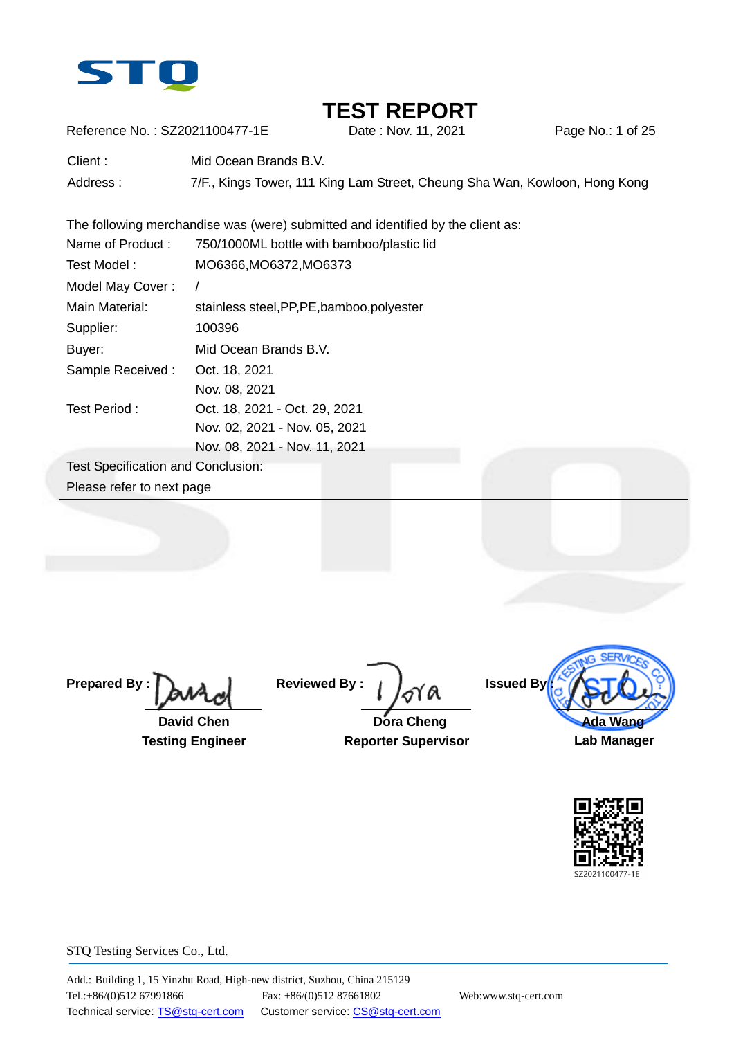# TEST REPORT

Reference No. : SZ2021100477-1E    Date : Nov. 11, 2021

| | |
|---|---|
| Client : | Mid Ocean Brands B.V. |
| Address : | 7/F., Kings Tower, 111 King Lam Street, Cheung Sha Wan, Kowloon, Hong Kong |

The following merchandise was (were) submitted and identified by the client as:

| | |
|---|---|
| Name of Product : | 750/1000ML bottle with bamboo/plastic lid |
| Test Model : | MO6366,MO6372,MO6373 |
| Model May Cover : | / |
| Main Material: | stainless steel,PP,PE,bamboo,polyester |
| Supplier: | 100396 |
| Buyer: | Mid Ocean Brands B.V. |
| Sample Received : | Oct. 18, 2021<br>Nov. 08, 2021 |
| Test Period : | Oct. 18, 2021 - Oct. 29, 2021<br>Nov. 02, 2021 - Nov. 05, 2021<br>Nov. 08, 2021 - Nov. 11, 2021 |

Test Specification and Conclusion:

Please refer to next page

| Prepared By : | Reviewed By : | Issued By : |
|---|---|---|
| **David Chen** | **Dora Cheng** | **Ada Wang** |
| **Testing Engineer** | **Reporter Supervisor** | **Lab Manager** |

SZ2021100477-1E

STQ Testing Services Co., Ltd.

Add.: Building 1, 15 Yinzhu Road, High-new district, Suzhou, China 215129
Tel.:+86/(0)512 67991866    Fax: +86/(0)512 87661802    Web:www.stq-cert.com
Technical service: TS@stq-cert.com    Customer service: CS@stq-cert.com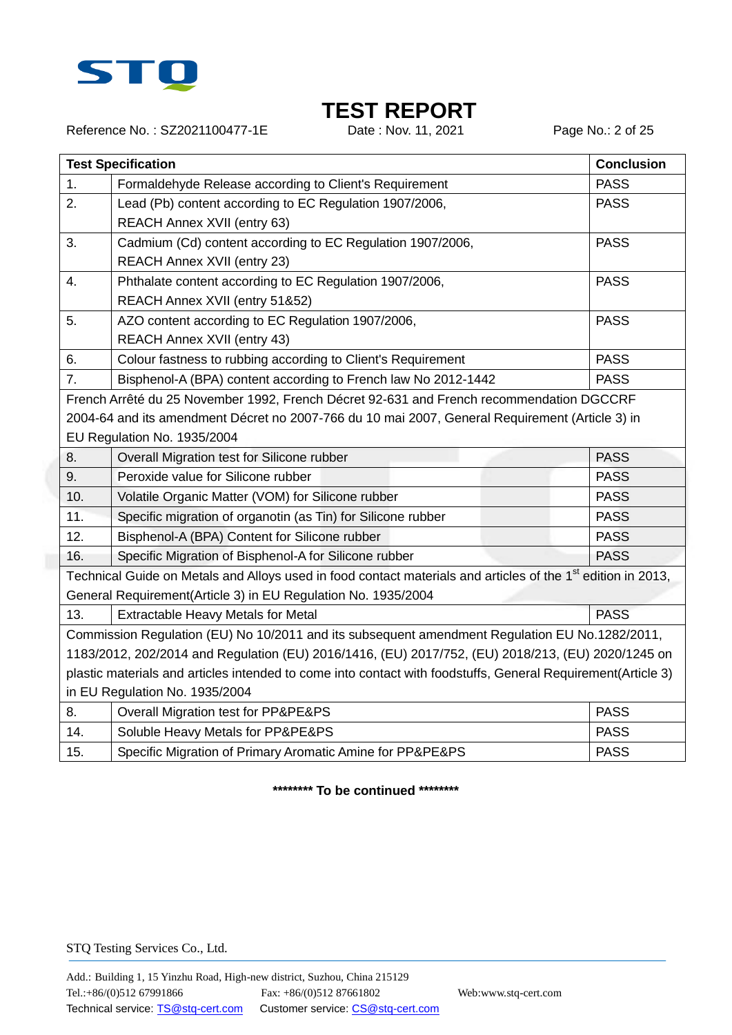# TEST REPORT

Reference No. : SZ2021100477-1E | Date : Nov. 11, 2021

| Test Specification | | Conclusion |
|---|---|---|
| 1. | Formaldehyde Release according to Client's Requirement | PASS |
| 2. | Lead (Pb) content according to EC Regulation 1907/2006, REACH Annex XVII (entry 63) | PASS |
| 3. | Cadmium (Cd) content according to EC Regulation 1907/2006, REACH Annex XVII (entry 23) | PASS |
| 4. | Phthalate content according to EC Regulation 1907/2006, REACH Annex XVII (entry 51&52) | PASS |
| 5. | AZO content according to EC Regulation 1907/2006, REACH Annex XVII (entry 43) | PASS |
| 6. | Colour fastness to rubbing according to Client's Requirement | PASS |
| 7. | Bisphenol-A (BPA) content according to French law No 2012-1442 | PASS |
| French Arrêté du 25 November 1992, French Décret 92-631 and French recommendation DGCCRF 2004-64 and its amendment Décret no 2007-766 du 10 mai 2007, General Requirement (Article 3) in EU Regulation No. 1935/2004 | | |
| 8. | Overall Migration test for Silicone rubber | PASS |
| 9. | Peroxide value for Silicone rubber | PASS |
| 10. | Volatile Organic Matter (VOM) for Silicone rubber | PASS |
| 11. | Specific migration of organotin (as Tin) for Silicone rubber | PASS |
| 12. | Bisphenol-A (BPA) Content for Silicone rubber | PASS |
| 16. | Specific Migration of Bisphenol-A for Silicone rubber | PASS |
| Technical Guide on Metals and Alloys used in food contact materials and articles of the 1st edition in 2013, General Requirement(Article 3) in EU Regulation No. 1935/2004 | | |
| 13. | Extractable Heavy Metals for Metal | PASS |
| Commission Regulation (EU) No 10/2011 and its subsequent amendment Regulation EU No.1282/2011, 1183/2012, 202/2014 and Regulation (EU) 2016/1416, (EU) 2017/752, (EU) 2018/213, (EU) 2020/1245 on plastic materials and articles intended to come into contact with foodstuffs, General Requirement(Article 3) in EU Regulation No. 1935/2004 | | |
| 8. | Overall Migration test for PP&PE&PS | PASS |
| 14. | Soluble Heavy Metals for PP&PE&PS | PASS |
| 15. | Specific Migration of Primary Aromatic Amine for PP&PE&PS | PASS |

**\*\*\*\*\*\*\*\* To be continued \*\*\*\*\*\*\*\***

STQ Testing Services Co., Ltd.

Add.: Building 1, 15 Yinzhu Road, High-new district, Suzhou, China 215129
Tel.:+86/(0)512 67991866 Fax: +86/(0)512 87661802 Web:www.stq-cert.com
Technical service: TS@stq-cert.com Customer service: CS@stq-cert.com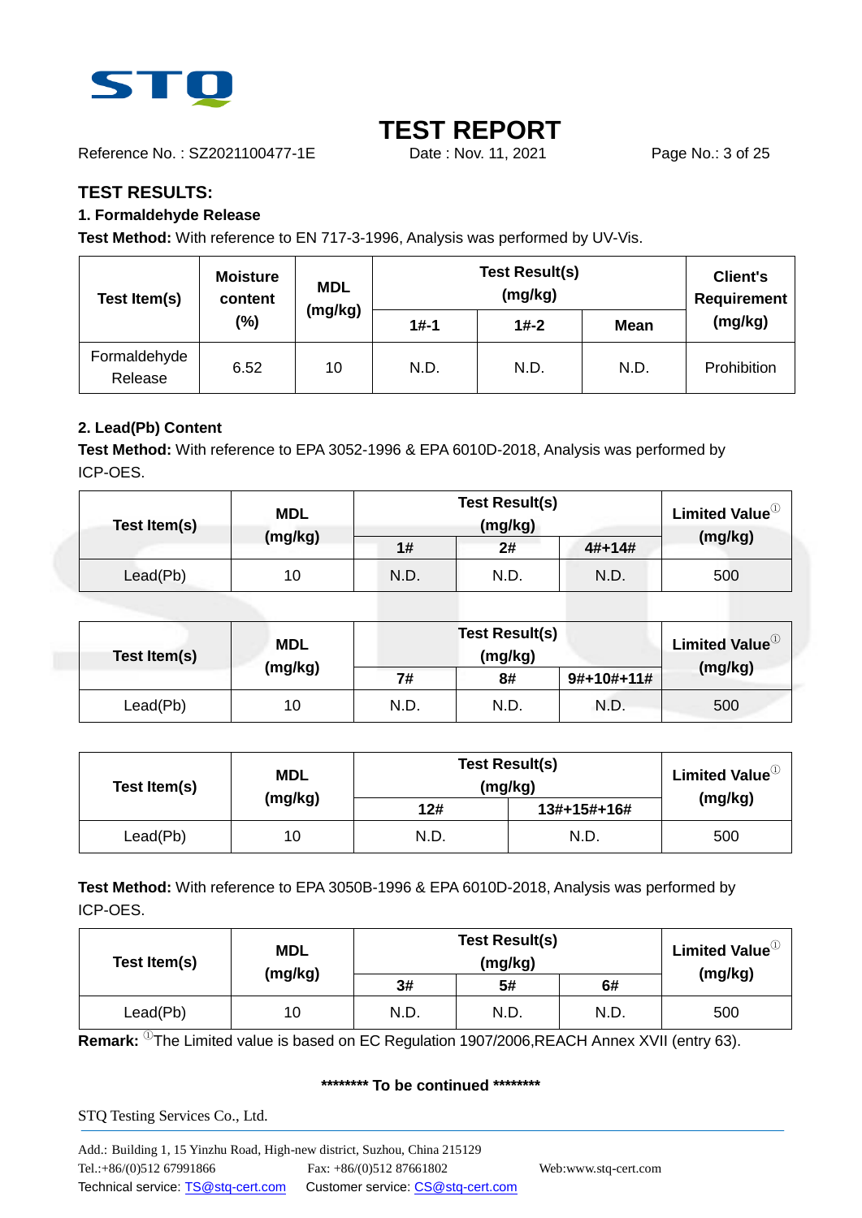# TEST REPORT

Reference No. : SZ2021100477-1E  Date : Nov. 11, 2021

## TEST RESULTS:

### 1. Formaldehyde Release

**Test Method:** With reference to EN 717-3-1996, Analysis was performed by UV-Vis.

| Test Item(s) | Moisture content (%) | MDL (mg/kg) | Test Result(s) (mg/kg) | | | Client's Requirement (mg/kg) |
|---|---|---|---|---|---|---|
| | | | 1#-1 | 1#-2 | Mean | |
| Formaldehyde Release | 6.52 | 10 | N.D. | N.D. | N.D. | Prohibition |

### 2. Lead(Pb) Content

**Test Method:** With reference to EPA 3052-1996 & EPA 6010D-2018, Analysis was performed by ICP-OES.

| Test Item(s) | MDL (mg/kg) | Test Result(s) (mg/kg) | | | Limited Value[①] (mg/kg) |
|---|---|---|---|---|---|
| | | 1# | 2# | 4#+14# | |
| Lead(Pb) | 10 | N.D. | N.D. | N.D. | 500 |

| Test Item(s) | MDL (mg/kg) | Test Result(s) (mg/kg) | | | Limited Value[①] (mg/kg) |
|---|---|---|---|---|---|
| | | 7# | 8# | 9#+10#+11# | |
| Lead(Pb) | 10 | N.D. | N.D. | N.D. | 500 |

| Test Item(s) | MDL (mg/kg) | Test Result(s) (mg/kg) | | Limited Value[①] (mg/kg) |
|---|---|---|---|---|
| | | 12# | 13#+15#+16# | |
| Lead(Pb) | 10 | N.D. | N.D. | 500 |

**Test Method:** With reference to EPA 3050B-1996 & EPA 6010D-2018, Analysis was performed by ICP-OES.

| Test Item(s) | MDL (mg/kg) | Test Result(s) (mg/kg) | | | Limited Value[①] (mg/kg) |
|---|---|---|---|---|---|
| | | 3# | 5# | 6# | |
| Lead(Pb) | 10 | N.D. | N.D. | N.D. | 500 |

**Remark:** [①]The Limited value is based on EC Regulation 1907/2006,REACH Annex XVII (entry 63).

**\*\*\*\*\*\*\*\* To be continued \*\*\*\*\*\*\*\***

STQ Testing Services Co., Ltd.

Add.: Building 1, 15 Yinzhu Road, High-new district, Suzhou, China 215129
Tel.:+86/(0)512 67991866  Fax: +86/(0)512 87661802  Web:www.stq-cert.com
Technical service: TS@stq-cert.com  Customer service: CS@stq-cert.com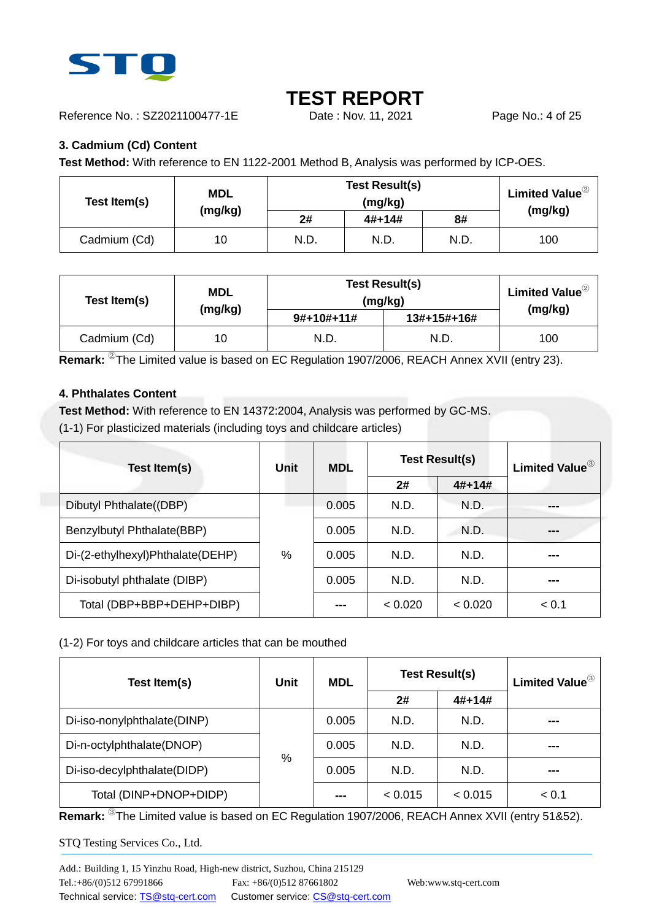### 3. Cadmium (Cd) Content

**Test Method:** With reference to EN 1122-2001 Method B, Analysis was performed by ICP-OES.

| Test Item(s) | MDL (mg/kg) | Test Result(s) (mg/kg) | | | Limited Value[②] (mg/kg) |
|---|---|---|---|---|---|
| | | 2# | 4#+14# | 8# | |
| Cadmium (Cd) | 10 | N.D. | N.D. | N.D. | 100 |

| Test Item(s) | MDL (mg/kg) | Test Result(s) (mg/kg) | | Limited Value[②] (mg/kg) |
|---|---|---|---|---|
| | | 9#+10#+11# | 13#+15#+16# | |
| Cadmium (Cd) | 10 | N.D. | N.D. | 100 |

**Remark:** [②]The Limited value is based on EC Regulation 1907/2006, REACH Annex XVII (entry 23).

### 4. Phthalates Content

**Test Method:** With reference to EN 14372:2004, Analysis was performed by GC-MS.

(1-1) For plasticized materials (including toys and childcare articles)

| Test Item(s) | Unit | MDL | Test Result(s) | | Limited Value[③] |
|---|---|---|---|---|---|
| | | | 2# | 4#+14# | |
| Dibutyl Phthalate((DBP) | % | 0.005 | N.D. | N.D. | --- |
| Benzylbutyl Phthalate(BBP) | | 0.005 | N.D. | N.D. | --- |
| Di-(2-ethylhexyl)Phthalate(DEHP) | | 0.005 | N.D. | N.D. | --- |
| Di-isobutyl phthalate (DIBP) | | 0.005 | N.D. | N.D. | --- |
| Total (DBP+BBP+DEHP+DIBP) | | --- | < 0.020 | < 0.020 | < 0.1 |

(1-2) For toys and childcare articles that can be mouthed

| Test Item(s) | Unit | MDL | Test Result(s) | | Limited Value[③] |
|---|---|---|---|---|---|
| | | | 2# | 4#+14# | |
| Di-iso-nonylphthalate(DINP) | % | 0.005 | N.D. | N.D. | --- |
| Di-n-octylphthalate(DNOP) | | 0.005 | N.D. | N.D. | --- |
| Di-iso-decylphthalate(DIDP) | | 0.005 | N.D. | N.D. | --- |
| Total (DINP+DNOP+DIDP) | | --- | < 0.015 | < 0.015 | < 0.1 |

**Remark:** [③]The Limited value is based on EC Regulation 1907/2006, REACH Annex XVII (entry 51&52).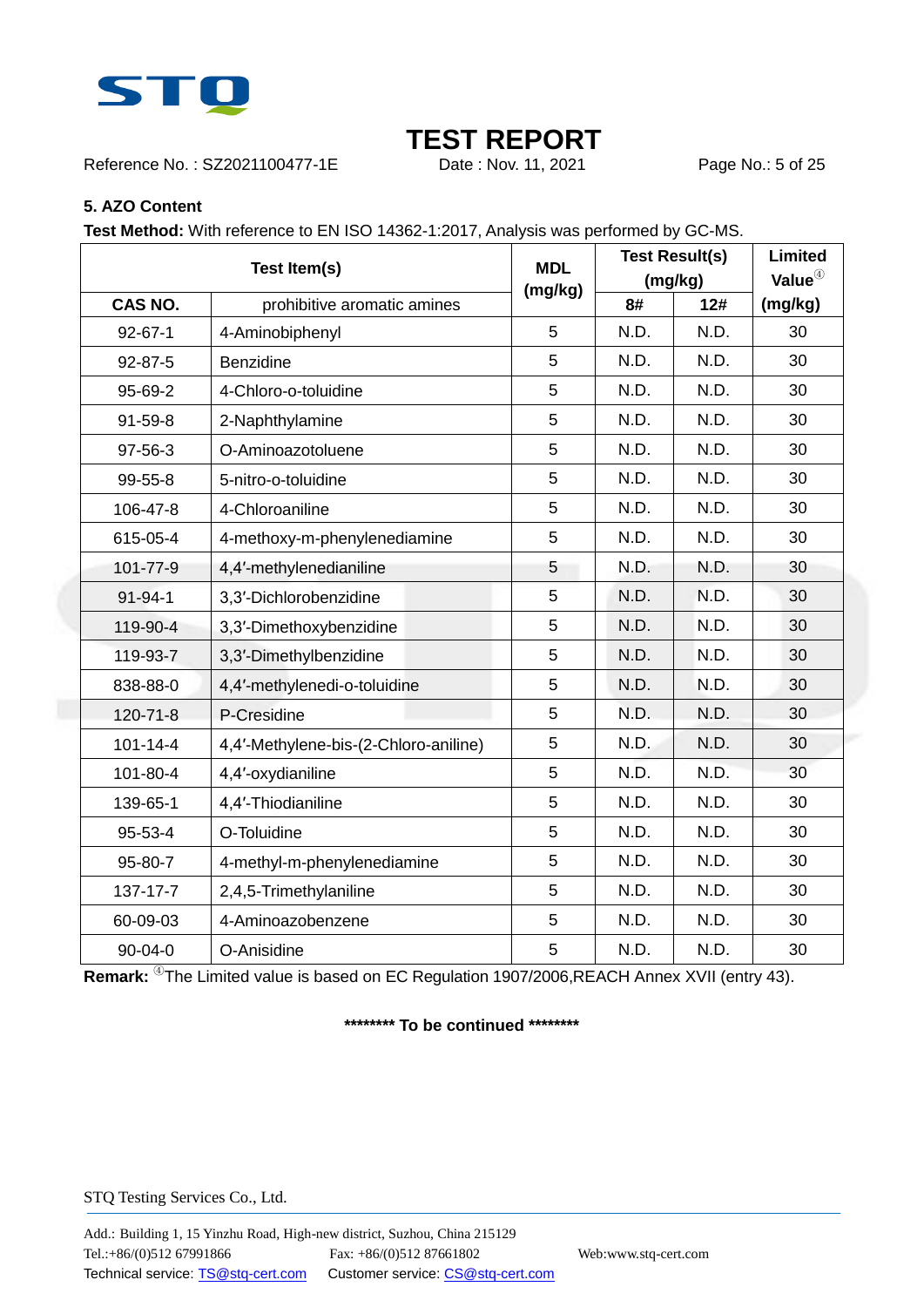# TEST REPORT

Reference No. : SZ2021100477-1E　　Date : Nov. 11, 2021

## 5. AZO Content

**Test Method:** With reference to EN ISO 14362-1:2017, Analysis was performed by GC-MS.

| Test Item(s) | | MDL (mg/kg) | Test Result(s) (mg/kg) | | Limited Value[④] (mg/kg) |
|---|---|---|---|---|---|
| CAS NO. | prohibitive aromatic amines | | 8# | 12# | |
| 92-67-1 | 4-Aminobiphenyl | 5 | N.D. | N.D. | 30 |
| 92-87-5 | Benzidine | 5 | N.D. | N.D. | 30 |
| 95-69-2 | 4-Chloro-o-toluidine | 5 | N.D. | N.D. | 30 |
| 91-59-8 | 2-Naphthylamine | 5 | N.D. | N.D. | 30 |
| 97-56-3 | O-Aminoazotoluene | 5 | N.D. | N.D. | 30 |
| 99-55-8 | 5-nitro-o-toluidine | 5 | N.D. | N.D. | 30 |
| 106-47-8 | 4-Chloroaniline | 5 | N.D. | N.D. | 30 |
| 615-05-4 | 4-methoxy-m-phenylenediamine | 5 | N.D. | N.D. | 30 |
| 101-77-9 | 4,4′-methylenedianiline | 5 | N.D. | N.D. | 30 |
| 91-94-1 | 3,3′-Dichlorobenzidine | 5 | N.D. | N.D. | 30 |
| 119-90-4 | 3,3′-Dimethoxybenzidine | 5 | N.D. | N.D. | 30 |
| 119-93-7 | 3,3′-Dimethylbenzidine | 5 | N.D. | N.D. | 30 |
| 838-88-0 | 4,4′-methylenedi-o-toluidine | 5 | N.D. | N.D. | 30 |
| 120-71-8 | P-Cresidine | 5 | N.D. | N.D. | 30 |
| 101-14-4 | 4,4′-Methylene-bis-(2-Chloro-aniline) | 5 | N.D. | N.D. | 30 |
| 101-80-4 | 4,4′-oxydianiline | 5 | N.D. | N.D. | 30 |
| 139-65-1 | 4,4′-Thiodianiline | 5 | N.D. | N.D. | 30 |
| 95-53-4 | O-Toluidine | 5 | N.D. | N.D. | 30 |
| 95-80-7 | 4-methyl-m-phenylenediamine | 5 | N.D. | N.D. | 30 |
| 137-17-7 | 2,4,5-Trimethylaniline | 5 | N.D. | N.D. | 30 |
| 60-09-03 | 4-Aminoazobenzene | 5 | N.D. | N.D. | 30 |
| 90-04-0 | O-Anisidine | 5 | N.D. | N.D. | 30 |

**Remark:** [④]The Limited value is based on EC Regulation 1907/2006,REACH Annex XVII (entry 43).

**\*\*\*\*\*\*\*\* To be continued \*\*\*\*\*\*\*\***

STQ Testing Services Co., Ltd.

Add.: Building 1, 15 Yinzhu Road, High-new district, Suzhou, China 215129
Tel.:+86/(0)512 67991866　Fax: +86/(0)512 87661802　Web:www.stq-cert.com
Technical service: TS@stq-cert.com　Customer service: CS@stq-cert.com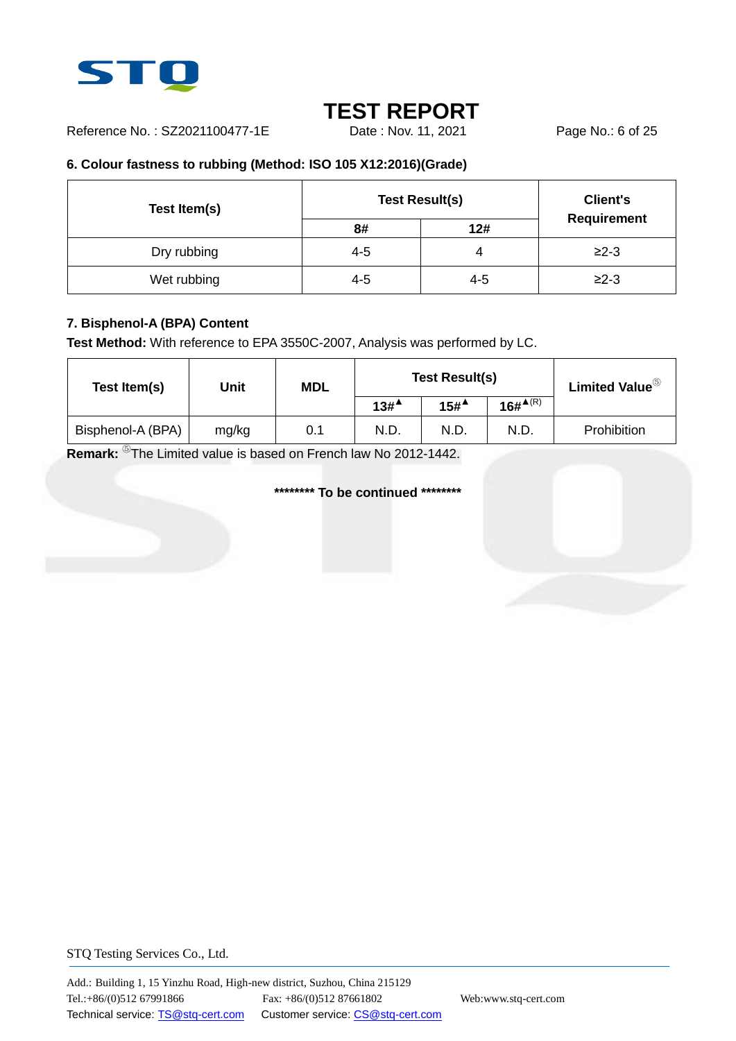# TEST REPORT

Reference No. : SZ2021100477-1E Date : Nov. 11, 2021

**6. Colour fastness to rubbing (Method: ISO 105 X12:2016)(Grade)**

| Test Item(s) | Test Result(s) | | Client's Requirement |
|---|---|---|---|
| | 8# | 12# | |
| Dry rubbing | 4-5 | 4 | ≥2-3 |
| Wet rubbing | 4-5 | 4-5 | ≥2-3 |

**7. Bisphenol-A (BPA) Content**

**Test Method:** With reference to EPA 3550C-2007, Analysis was performed by LC.

| Test Item(s) | Unit | MDL | Test Result(s) | | | Limited Value⑤ |
|---|---|---|---|---|---|---|
| | | | 13#▲ | 15#▲ | 16#▲(R) | |
| Bisphenol-A (BPA) | mg/kg | 0.1 | N.D. | N.D. | N.D. | Prohibition |

**Remark:** ⑤The Limited value is based on French law No 2012-1442.

******** To be continued ********

STQ Testing Services Co., Ltd.

Add.: Building 1, 15 Yinzhu Road, High-new district, Suzhou, China 215129
Tel.:+86/(0)512 67991866 Fax: +86/(0)512 87661802 Web:www.stq-cert.com
Technical service: TS@stq-cert.com Customer service: CS@stq-cert.com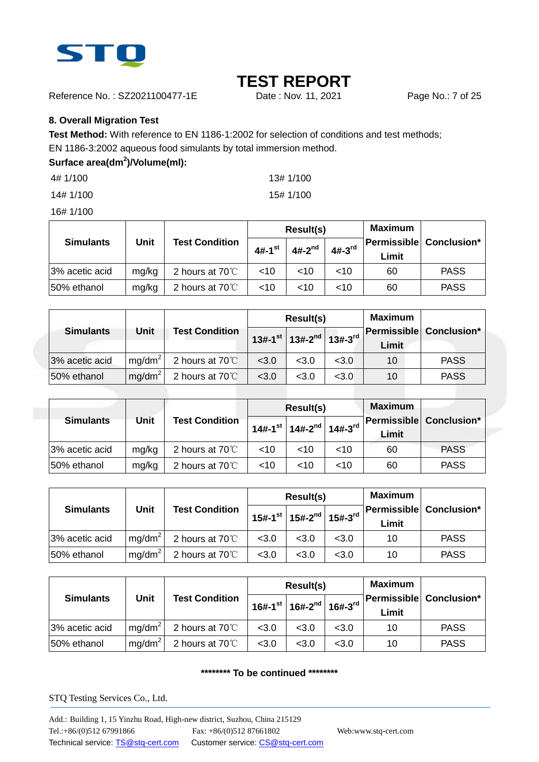# TEST REPORT

Reference No. : SZ2021100477-1E Date : Nov. 11, 2021

## 8. Overall Migration Test

**Test Method:** With reference to EN 1186-1:2002 for selection of conditions and test methods; EN 1186-3:2002 aqueous food simulants by total immersion method.

**Surface area($dm^2$)/Volume(ml):**

4# 1/100

13# 1/100

14# 1/100

15# 1/100

16# 1/100

| Simulants | Unit | Test Condition | Result(s) | | | Maximum Permissible Limit | Conclusion* |
|---|---|---|---|---|---|---|---|
| | | | 4#-1st | 4#-2nd | 4#-3rd | | |
| 3% acetic acid | mg/kg | 2 hours at 70℃ | <10 | <10 | <10 | 60 | PASS |
| 50% ethanol | mg/kg | 2 hours at 70℃ | <10 | <10 | <10 | 60 | PASS |

| Simulants | Unit | Test Condition | Result(s) | | | Maximum Permissible Limit | Conclusion* |
|---|---|---|---|---|---|---|---|
| | | | 13#-1st | 13#-2nd | 13#-3rd | | |
| 3% acetic acid | $mg/dm^2$ | 2 hours at 70℃ | <3.0 | <3.0 | <3.0 | 10 | PASS |
| 50% ethanol | $mg/dm^2$ | 2 hours at 70℃ | <3.0 | <3.0 | <3.0 | 10 | PASS |

| Simulants | Unit | Test Condition | Result(s) | | | Maximum Permissible Limit | Conclusion* |
|---|---|---|---|---|---|---|---|
| | | | 14#-1st | 14#-2nd | 14#-3rd | | |
| 3% acetic acid | mg/kg | 2 hours at 70℃ | <10 | <10 | <10 | 60 | PASS |
| 50% ethanol | mg/kg | 2 hours at 70℃ | <10 | <10 | <10 | 60 | PASS |

| Simulants | Unit | Test Condition | Result(s) | | | Maximum Permissible Limit | Conclusion* |
|---|---|---|---|---|---|---|---|
| | | | 15#-1st | 15#-2nd | 15#-3rd | | |
| 3% acetic acid | $mg/dm^2$ | 2 hours at 70℃ | <3.0 | <3.0 | <3.0 | 10 | PASS |
| 50% ethanol | $mg/dm^2$ | 2 hours at 70℃ | <3.0 | <3.0 | <3.0 | 10 | PASS |

| Simulants | Unit | Test Condition | Result(s) | | | Maximum Permissible Limit | Conclusion* |
|---|---|---|---|---|---|---|---|
| | | | 16#-1st | 16#-2nd | 16#-3rd | | |
| 3% acetic acid | $mg/dm^2$ | 2 hours at 70℃ | <3.0 | <3.0 | <3.0 | 10 | PASS |
| 50% ethanol | $mg/dm^2$ | 2 hours at 70℃ | <3.0 | <3.0 | <3.0 | 10 | PASS |

**\*\*\*\*\*\*\*\* To be continued \*\*\*\*\*\*\*\***

STQ Testing Services Co., Ltd.

Add.: Building 1, 15 Yinzhu Road, High-new district, Suzhou, China 215129
Tel.:+86/(0)512 67991866 Fax: +86/(0)512 87661802 Web:www.stq-cert.com
Technical service: TS@stq-cert.com Customer service: CS@stq-cert.com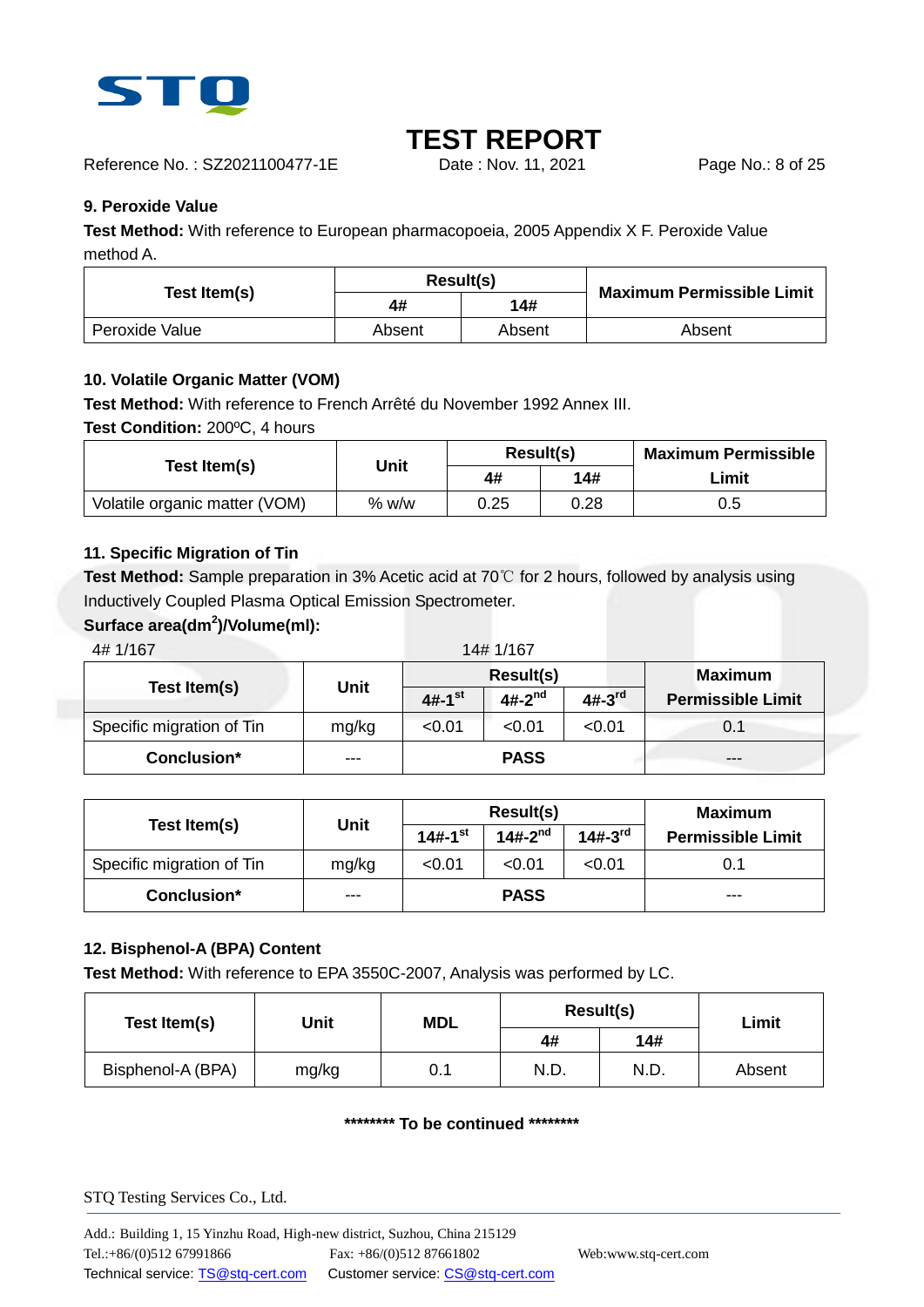## 9. Peroxide Value

**Test Method:** With reference to European pharmacopoeia, 2005 Appendix X F. Peroxide Value method A.

| Test Item(s) | Result(s) | | Maximum Permissible Limit |
|---|---|---|---|
| | 4# | 14# | |
| Peroxide Value | Absent | Absent | Absent |

## 10. Volatile Organic Matter (VOM)

**Test Method:** With reference to French Arrêté du November 1992 Annex III.

**Test Condition:** 200ºC, 4 hours

| Test Item(s) | Unit | Result(s) | | Maximum Permissible Limit |
|---|---|---|---|---|
| | | 4# | 14# | |
| Volatile organic matter (VOM) | % w/w | 0.25 | 0.28 | 0.5 |

## 11. Specific Migration of Tin

**Test Method:** Sample preparation in 3% Acetic acid at 70℃ for 2 hours, followed by analysis using Inductively Coupled Plasma Optical Emission Spectrometer.

**Surface area($dm^2$)/Volume(ml):**

4# 1/167 14# 1/167

| Test Item(s) | Unit | Result(s) | | | Maximum Permissible Limit |
|---|---|---|---|---|---|
| | | 4#-1st | 4#-2nd | 4#-3rd | |
| Specific migration of Tin | mg/kg | <0.01 | <0.01 | <0.01 | 0.1 |
| **Conclusion*** | --- | **PASS** | | | --- |

| Test Item(s) | Unit | Result(s) | | | Maximum Permissible Limit |
|---|---|---|---|---|---|
| | | 14#-1st | 14#-2nd | 14#-3rd | |
| Specific migration of Tin | mg/kg | <0.01 | <0.01 | <0.01 | 0.1 |
| **Conclusion*** | --- | **PASS** | | | --- |

## 12. Bisphenol-A (BPA) Content

**Test Method:** With reference to EPA 3550C-2007, Analysis was performed by LC.

| Test Item(s) | Unit | MDL | Result(s) | | Limit |
|---|---|---|---|---|---|
| | | | 4# | 14# | |
| Bisphenol-A (BPA) | mg/kg | 0.1 | N.D. | N.D. | Absent |

**\*\*\*\*\*\*\*\* To be continued \*\*\*\*\*\*\*\***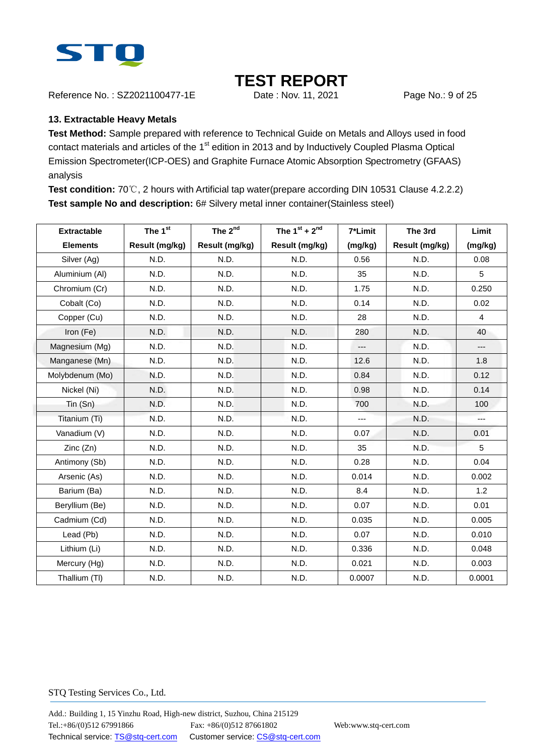## 13. Extractable Heavy Metals

**Test Method:** Sample prepared with reference to Technical Guide on Metals and Alloys used in food contact materials and articles of the 1st edition in 2013 and by Inductively Coupled Plasma Optical Emission Spectrometer(ICP-OES) and Graphite Furnace Atomic Absorption Spectrometry (GFAAS) analysis

**Test condition:** 70℃, 2 hours with Artificial tap water(prepare according DIN 10531 Clause 4.2.2.2)

**Test sample No and description:** 6# Silvery metal inner container(Stainless steel)

| Extractable Elements | The 1st Result (mg/kg) | The 2nd Result (mg/kg) | The 1st + 2nd Result (mg/kg) | 7*Limit (mg/kg) | The 3rd Result (mg/kg) | Limit (mg/kg) |
|---|---|---|---|---|---|---|
| Silver (Ag) | N.D. | N.D. | N.D. | 0.56 | N.D. | 0.08 |
| Aluminium (Al) | N.D. | N.D. | N.D. | 35 | N.D. | 5 |
| Chromium (Cr) | N.D. | N.D. | N.D. | 1.75 | N.D. | 0.250 |
| Cobalt (Co) | N.D. | N.D. | N.D. | 0.14 | N.D. | 0.02 |
| Copper (Cu) | N.D. | N.D. | N.D. | 28 | N.D. | 4 |
| Iron (Fe) | N.D. | N.D. | N.D. | 280 | N.D. | 40 |
| Magnesium (Mg) | N.D. | N.D. | N.D. | --- | N.D. | --- |
| Manganese (Mn) | N.D. | N.D. | N.D. | 12.6 | N.D. | 1.8 |
| Molybdenum (Mo) | N.D. | N.D. | N.D. | 0.84 | N.D. | 0.12 |
| Nickel (Ni) | N.D. | N.D. | N.D. | 0.98 | N.D. | 0.14 |
| Tin (Sn) | N.D. | N.D. | N.D. | 700 | N.D. | 100 |
| Titanium (Ti) | N.D. | N.D. | N.D. | --- | N.D. | --- |
| Vanadium (V) | N.D. | N.D. | N.D. | 0.07 | N.D. | 0.01 |
| Zinc (Zn) | N.D. | N.D. | N.D. | 35 | N.D. | 5 |
| Antimony (Sb) | N.D. | N.D. | N.D. | 0.28 | N.D. | 0.04 |
| Arsenic (As) | N.D. | N.D. | N.D. | 0.014 | N.D. | 0.002 |
| Barium (Ba) | N.D. | N.D. | N.D. | 8.4 | N.D. | 1.2 |
| Beryllium (Be) | N.D. | N.D. | N.D. | 0.07 | N.D. | 0.01 |
| Cadmium (Cd) | N.D. | N.D. | N.D. | 0.035 | N.D. | 0.005 |
| Lead (Pb) | N.D. | N.D. | N.D. | 0.07 | N.D. | 0.010 |
| Lithium (Li) | N.D. | N.D. | N.D. | 0.336 | N.D. | 0.048 |
| Mercury (Hg) | N.D. | N.D. | N.D. | 0.021 | N.D. | 0.003 |
| Thallium (Tl) | N.D. | N.D. | N.D. | 0.0007 | N.D. | 0.0001 |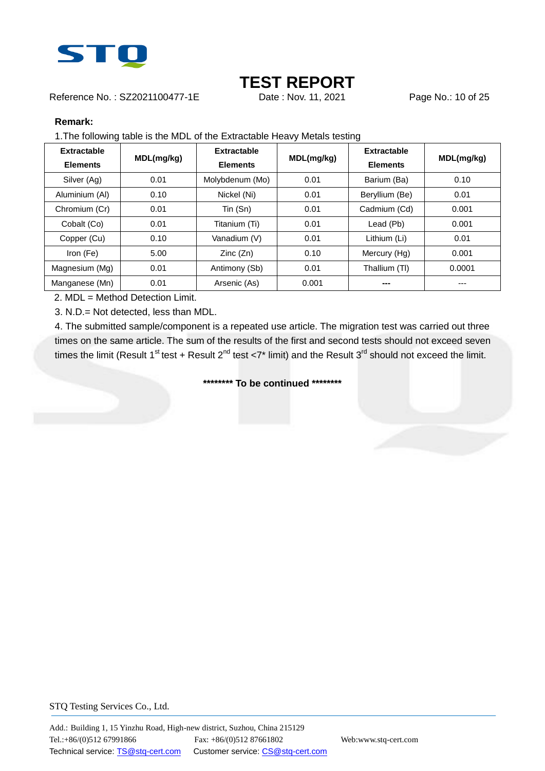# TEST REPORT

Reference No. : SZ2021100477-1E    Date : Nov. 11, 2021

**Remark:**

1.The following table is the MDL of the Extractable Heavy Metals testing

| Extractable Elements | MDL(mg/kg) | Extractable Elements | MDL(mg/kg) | Extractable Elements | MDL(mg/kg) |
|---|---|---|---|---|---|
| Silver (Ag) | 0.01 | Molybdenum (Mo) | 0.01 | Barium (Ba) | 0.10 |
| Aluminium (Al) | 0.10 | Nickel (Ni) | 0.01 | Beryllium (Be) | 0.01 |
| Chromium (Cr) | 0.01 | Tin (Sn) | 0.01 | Cadmium (Cd) | 0.001 |
| Cobalt (Co) | 0.01 | Titanium (Ti) | 0.01 | Lead (Pb) | 0.001 |
| Copper (Cu) | 0.10 | Vanadium (V) | 0.01 | Lithium (Li) | 0.01 |
| Iron (Fe) | 5.00 | Zinc (Zn) | 0.10 | Mercury (Hg) | 0.001 |
| Magnesium (Mg) | 0.01 | Antimony (Sb) | 0.01 | Thallium (Tl) | 0.0001 |
| Manganese (Mn) | 0.01 | Arsenic (As) | 0.001 | --- | --- |

2. MDL = Method Detection Limit.

3. N.D.= Not detected, less than MDL.

4. The submitted sample/component is a repeated use article. The migration test was carried out three times on the same article. The sum of the results of the first and second tests should not exceed seven times the limit (Result 1st test + Result 2nd test <7* limit) and the Result 3rd should not exceed the limit.

**\*\*\*\*\*\*\*\* To be continued \*\*\*\*\*\*\*\***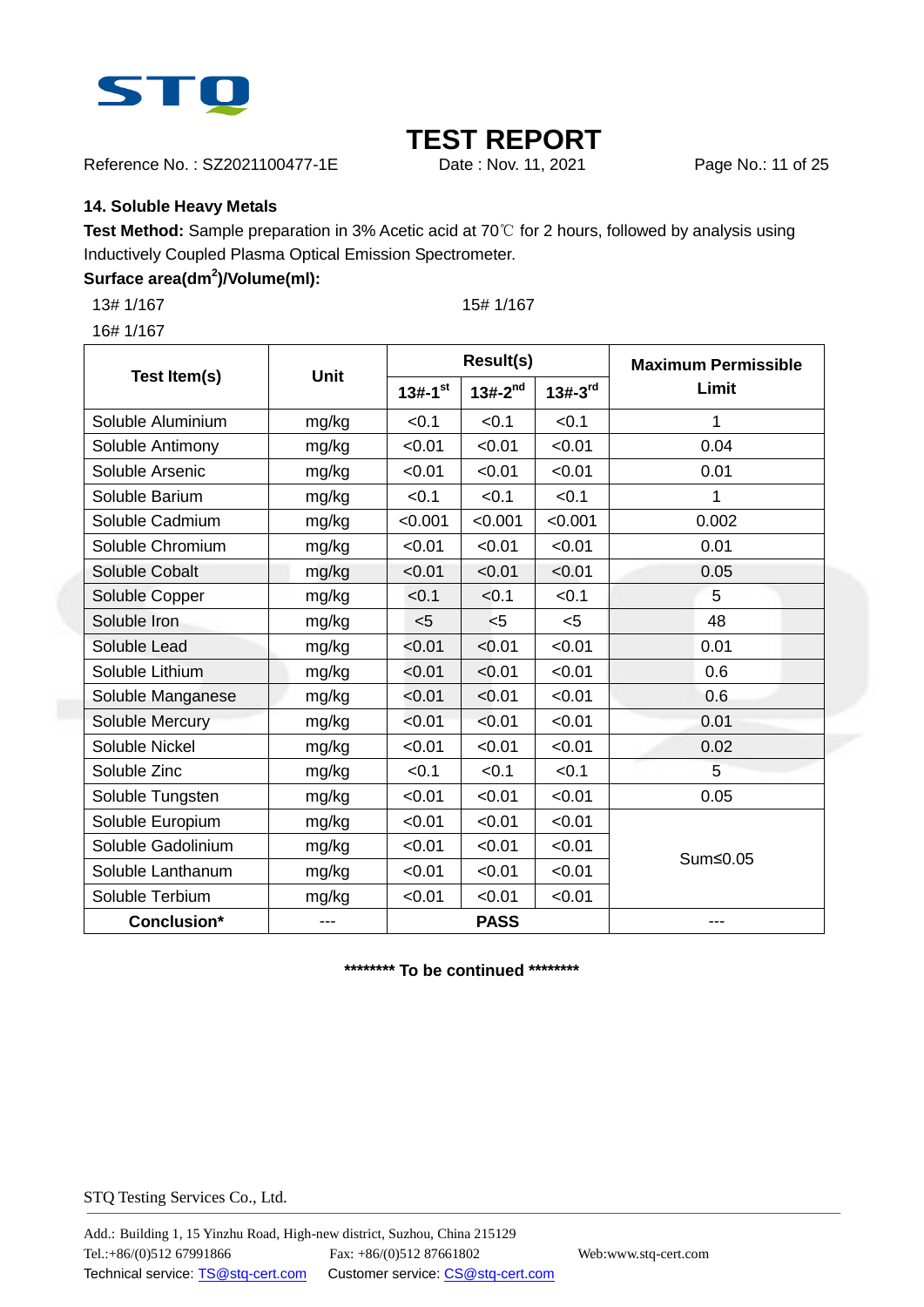**TEST REPORT**

Reference No. : SZ2021100477-1E    Date : Nov. 11, 2021

**14. Soluble Heavy Metals**

**Test Method:** Sample preparation in 3% Acetic acid at 70℃ for 2 hours, followed by analysis using Inductively Coupled Plasma Optical Emission Spectrometer.

**Surface area($dm^2$)/Volume(ml):**

13# 1/167    15# 1/167

16# 1/167

| Test Item(s) | Unit | Result(s) | | | Maximum Permissible Limit |
|---|---|---|---|---|---|
| | | 13#-1st | 13#-2nd | 13#-3rd | |
| Soluble Aluminium | mg/kg | <0.1 | <0.1 | <0.1 | 1 |
| Soluble Antimony | mg/kg | <0.01 | <0.01 | <0.01 | 0.04 |
| Soluble Arsenic | mg/kg | <0.01 | <0.01 | <0.01 | 0.01 |
| Soluble Barium | mg/kg | <0.1 | <0.1 | <0.1 | 1 |
| Soluble Cadmium | mg/kg | <0.001 | <0.001 | <0.001 | 0.002 |
| Soluble Chromium | mg/kg | <0.01 | <0.01 | <0.01 | 0.01 |
| Soluble Cobalt | mg/kg | <0.01 | <0.01 | <0.01 | 0.05 |
| Soluble Copper | mg/kg | <0.1 | <0.1 | <0.1 | 5 |
| Soluble Iron | mg/kg | <5 | <5 | <5 | 48 |
| Soluble Lead | mg/kg | <0.01 | <0.01 | <0.01 | 0.01 |
| Soluble Lithium | mg/kg | <0.01 | <0.01 | <0.01 | 0.6 |
| Soluble Manganese | mg/kg | <0.01 | <0.01 | <0.01 | 0.6 |
| Soluble Mercury | mg/kg | <0.01 | <0.01 | <0.01 | 0.01 |
| Soluble Nickel | mg/kg | <0.01 | <0.01 | <0.01 | 0.02 |
| Soluble Zinc | mg/kg | <0.1 | <0.1 | <0.1 | 5 |
| Soluble Tungsten | mg/kg | <0.01 | <0.01 | <0.01 | 0.05 |
| Soluble Europium | mg/kg | <0.01 | <0.01 | <0.01 | Sum≤0.05 |
| Soluble Gadolinium | mg/kg | <0.01 | <0.01 | <0.01 | |
| Soluble Lanthanum | mg/kg | <0.01 | <0.01 | <0.01 | |
| Soluble Terbium | mg/kg | <0.01 | <0.01 | <0.01 | |
| **Conclusion*** | --- | **PASS** | | | --- |

******** To be continued ********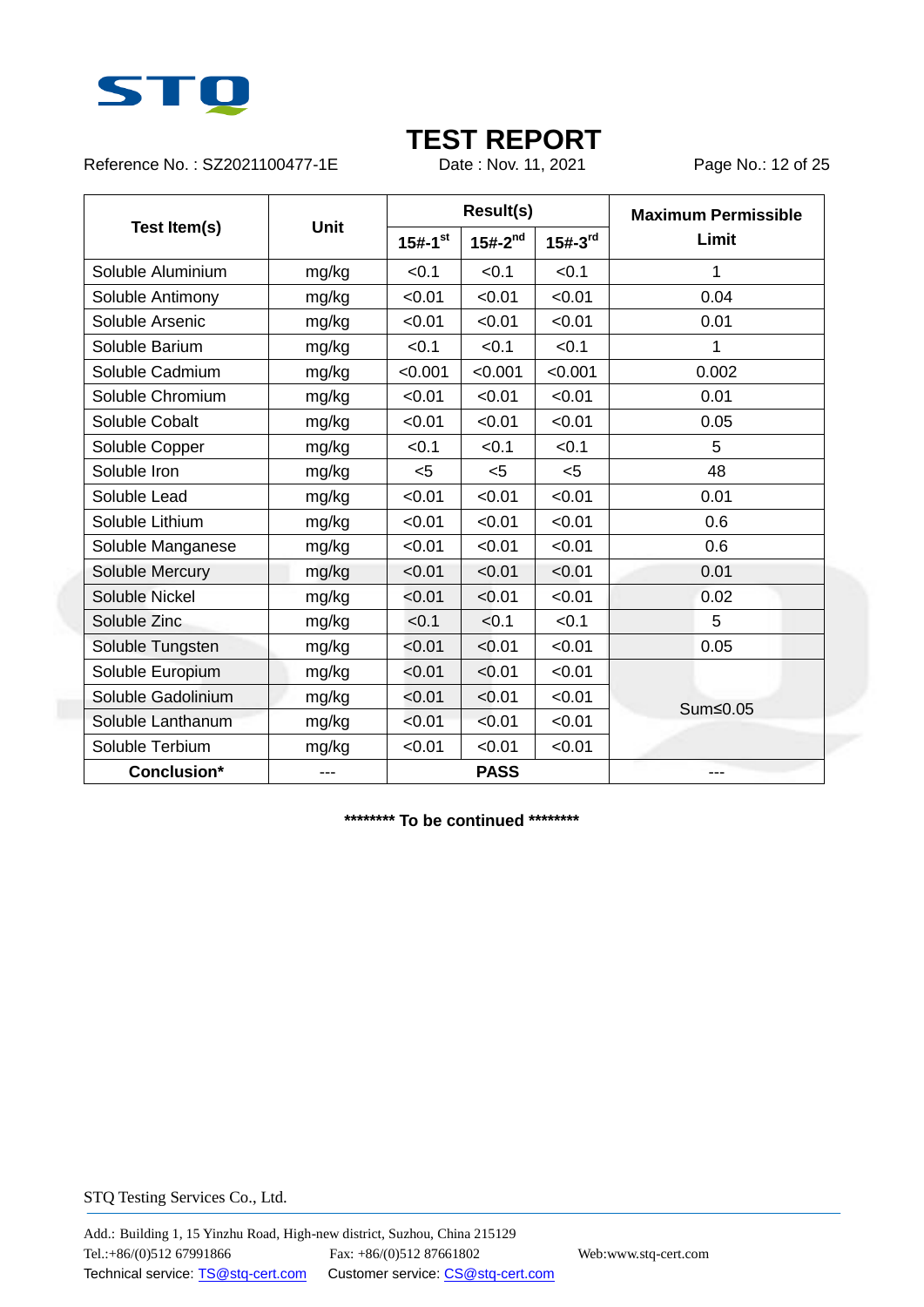# TEST REPORT

Reference No. : SZ2021100477-1E    Date : Nov. 11, 2021

| Test Item(s) | Unit | Result(s) | | | Maximum Permissible Limit |
|---|---|---|---|---|---|
| | | 15#-1st | 15#-2nd | 15#-3rd | |
| Soluble Aluminium | mg/kg | <0.1 | <0.1 | <0.1 | 1 |
| Soluble Antimony | mg/kg | <0.01 | <0.01 | <0.01 | 0.04 |
| Soluble Arsenic | mg/kg | <0.01 | <0.01 | <0.01 | 0.01 |
| Soluble Barium | mg/kg | <0.1 | <0.1 | <0.1 | 1 |
| Soluble Cadmium | mg/kg | <0.001 | <0.001 | <0.001 | 0.002 |
| Soluble Chromium | mg/kg | <0.01 | <0.01 | <0.01 | 0.01 |
| Soluble Cobalt | mg/kg | <0.01 | <0.01 | <0.01 | 0.05 |
| Soluble Copper | mg/kg | <0.1 | <0.1 | <0.1 | 5 |
| Soluble Iron | mg/kg | <5 | <5 | <5 | 48 |
| Soluble Lead | mg/kg | <0.01 | <0.01 | <0.01 | 0.01 |
| Soluble Lithium | mg/kg | <0.01 | <0.01 | <0.01 | 0.6 |
| Soluble Manganese | mg/kg | <0.01 | <0.01 | <0.01 | 0.6 |
| Soluble Mercury | mg/kg | <0.01 | <0.01 | <0.01 | 0.01 |
| Soluble Nickel | mg/kg | <0.01 | <0.01 | <0.01 | 0.02 |
| Soluble Zinc | mg/kg | <0.1 | <0.1 | <0.1 | 5 |
| Soluble Tungsten | mg/kg | <0.01 | <0.01 | <0.01 | 0.05 |
| Soluble Europium | mg/kg | <0.01 | <0.01 | <0.01 | Sum≤0.05 |
| Soluble Gadolinium | mg/kg | <0.01 | <0.01 | <0.01 | |
| Soluble Lanthanum | mg/kg | <0.01 | <0.01 | <0.01 | |
| Soluble Terbium | mg/kg | <0.01 | <0.01 | <0.01 | |
| **Conclusion*** | --- | **PASS** | | | --- |

**\*\*\*\*\*\*\*\* To be continued \*\*\*\*\*\*\*\***

STQ Testing Services Co., Ltd.

Add.: Building 1, 15 Yinzhu Road, High-new district, Suzhou, China 215129
Tel.:+86/(0)512 67991866    Fax: +86/(0)512 87661802    Web:www.stq-cert.com
Technical service: TS@stq-cert.com    Customer service: CS@stq-cert.com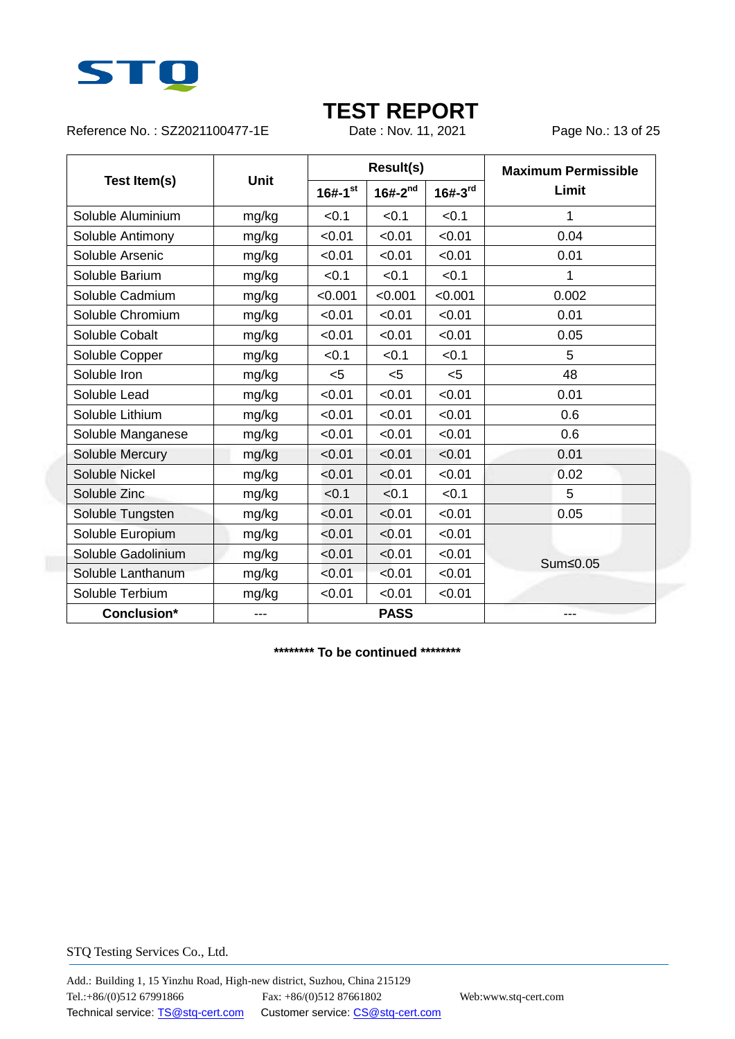# TEST REPORT

Reference No. : SZ2021100477-1E          Date : Nov. 11, 2021

| Test Item(s) | Unit | Result(s) | | | Maximum Permissible Limit |
|---|---|---|---|---|---|
| | | 16#-1st | 16#-2nd | 16#-3rd | |
| Soluble Aluminium | mg/kg | <0.1 | <0.1 | <0.1 | 1 |
| Soluble Antimony | mg/kg | <0.01 | <0.01 | <0.01 | 0.04 |
| Soluble Arsenic | mg/kg | <0.01 | <0.01 | <0.01 | 0.01 |
| Soluble Barium | mg/kg | <0.1 | <0.1 | <0.1 | 1 |
| Soluble Cadmium | mg/kg | <0.001 | <0.001 | <0.001 | 0.002 |
| Soluble Chromium | mg/kg | <0.01 | <0.01 | <0.01 | 0.01 |
| Soluble Cobalt | mg/kg | <0.01 | <0.01 | <0.01 | 0.05 |
| Soluble Copper | mg/kg | <0.1 | <0.1 | <0.1 | 5 |
| Soluble Iron | mg/kg | <5 | <5 | <5 | 48 |
| Soluble Lead | mg/kg | <0.01 | <0.01 | <0.01 | 0.01 |
| Soluble Lithium | mg/kg | <0.01 | <0.01 | <0.01 | 0.6 |
| Soluble Manganese | mg/kg | <0.01 | <0.01 | <0.01 | 0.6 |
| Soluble Mercury | mg/kg | <0.01 | <0.01 | <0.01 | 0.01 |
| Soluble Nickel | mg/kg | <0.01 | <0.01 | <0.01 | 0.02 |
| Soluble Zinc | mg/kg | <0.1 | <0.1 | <0.1 | 5 |
| Soluble Tungsten | mg/kg | <0.01 | <0.01 | <0.01 | 0.05 |
| Soluble Europium | mg/kg | <0.01 | <0.01 | <0.01 | Sum≤0.05 |
| Soluble Gadolinium | mg/kg | <0.01 | <0.01 | <0.01 | |
| Soluble Lanthanum | mg/kg | <0.01 | <0.01 | <0.01 | |
| Soluble Terbium | mg/kg | <0.01 | <0.01 | <0.01 | |
| **Conclusion*** | --- | **PASS** | | | --- |

**\*\*\*\*\*\*\*\* To be continued \*\*\*\*\*\*\*\***

STQ Testing Services Co., Ltd.

Add.: Building 1, 15 Yinzhu Road, High-new district, Suzhou, China 215129
Tel.:+86/(0)512 67991866    Fax: +86/(0)512 87661802    Web:www.stq-cert.com
Technical service: TS@stq-cert.com    Customer service: CS@stq-cert.com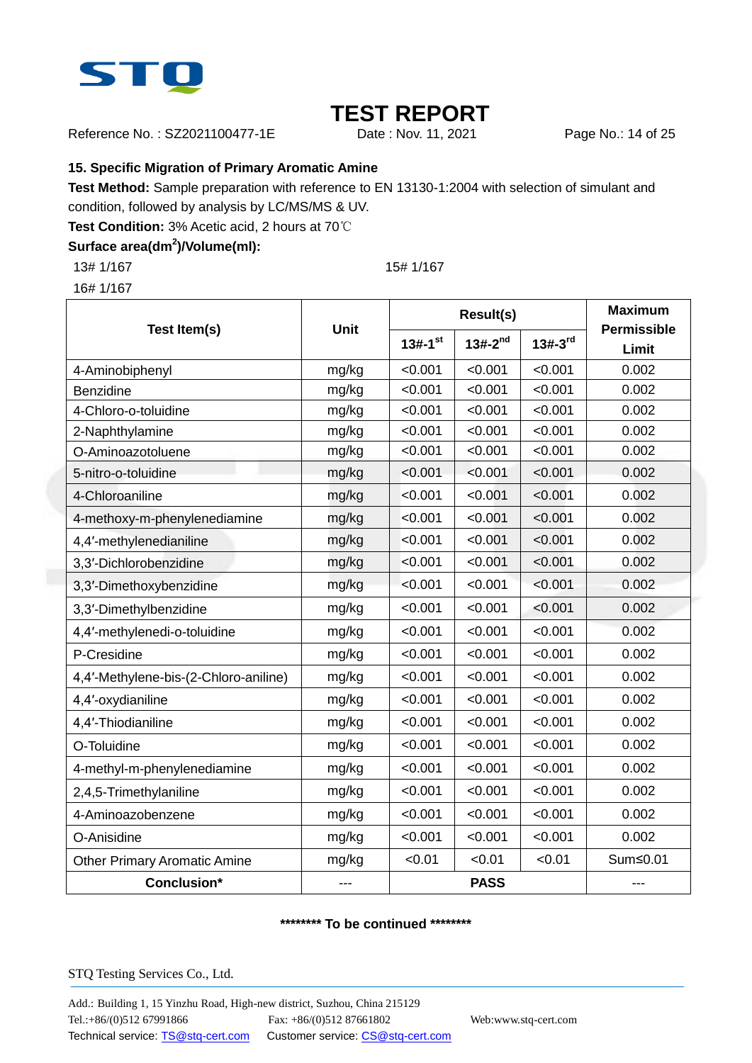# TEST REPORT

Reference No. : SZ2021100477-1E    Date : Nov. 11, 2021

### 15. Specific Migration of Primary Aromatic Amine

**Test Method:** Sample preparation with reference to EN 13130-1:2004 with selection of simulant and condition, followed by analysis by LC/MS/MS & UV.

**Test Condition:** 3% Acetic acid, 2 hours at 70℃

**Surface area($dm^2$)/Volume(ml):**

13# 1/167    15# 1/167

16# 1/167

| Test Item(s) | Unit | Result(s) | | | Maximum Permissible Limit |
|---|---|---|---|---|---|
| | | 13#-1st | 13#-2nd | 13#-3rd | |
| 4-Aminobiphenyl | mg/kg | <0.001 | <0.001 | <0.001 | 0.002 |
| Benzidine | mg/kg | <0.001 | <0.001 | <0.001 | 0.002 |
| 4-Chloro-o-toluidine | mg/kg | <0.001 | <0.001 | <0.001 | 0.002 |
| 2-Naphthylamine | mg/kg | <0.001 | <0.001 | <0.001 | 0.002 |
| O-Aminoazotoluene | mg/kg | <0.001 | <0.001 | <0.001 | 0.002 |
| 5-nitro-o-toluidine | mg/kg | <0.001 | <0.001 | <0.001 | 0.002 |
| 4-Chloroaniline | mg/kg | <0.001 | <0.001 | <0.001 | 0.002 |
| 4-methoxy-m-phenylenediamine | mg/kg | <0.001 | <0.001 | <0.001 | 0.002 |
| 4,4′-methylenedianiline | mg/kg | <0.001 | <0.001 | <0.001 | 0.002 |
| 3,3′-Dichlorobenzidine | mg/kg | <0.001 | <0.001 | <0.001 | 0.002 |
| 3,3′-Dimethoxybenzidine | mg/kg | <0.001 | <0.001 | <0.001 | 0.002 |
| 3,3′-Dimethylbenzidine | mg/kg | <0.001 | <0.001 | <0.001 | 0.002 |
| 4,4′-methylenedi-o-toluidine | mg/kg | <0.001 | <0.001 | <0.001 | 0.002 |
| P-Cresidine | mg/kg | <0.001 | <0.001 | <0.001 | 0.002 |
| 4,4′-Methylene-bis-(2-Chloro-aniline) | mg/kg | <0.001 | <0.001 | <0.001 | 0.002 |
| 4,4′-oxydianiline | mg/kg | <0.001 | <0.001 | <0.001 | 0.002 |
| 4,4′-Thiodianiline | mg/kg | <0.001 | <0.001 | <0.001 | 0.002 |
| O-Toluidine | mg/kg | <0.001 | <0.001 | <0.001 | 0.002 |
| 4-methyl-m-phenylenediamine | mg/kg | <0.001 | <0.001 | <0.001 | 0.002 |
| 2,4,5-Trimethylaniline | mg/kg | <0.001 | <0.001 | <0.001 | 0.002 |
| 4-Aminoazobenzene | mg/kg | <0.001 | <0.001 | <0.001 | 0.002 |
| O-Anisidine | mg/kg | <0.001 | <0.001 | <0.001 | 0.002 |
| Other Primary Aromatic Amine | mg/kg | <0.01 | <0.01 | <0.01 | Sum≤0.01 |
| **Conclusion*** | --- | **PASS** | | | --- |

**\*\*\*\*\*\*\*\* To be continued \*\*\*\*\*\*\*\***

STQ Testing Services Co., Ltd.

Add.: Building 1, 15 Yinzhu Road, High-new district, Suzhou, China 215129
Tel.:+86/(0)512 67991866    Fax: +86/(0)512 87661802    Web:www.stq-cert.com
Technical service: TS@stq-cert.com    Customer service: CS@stq-cert.com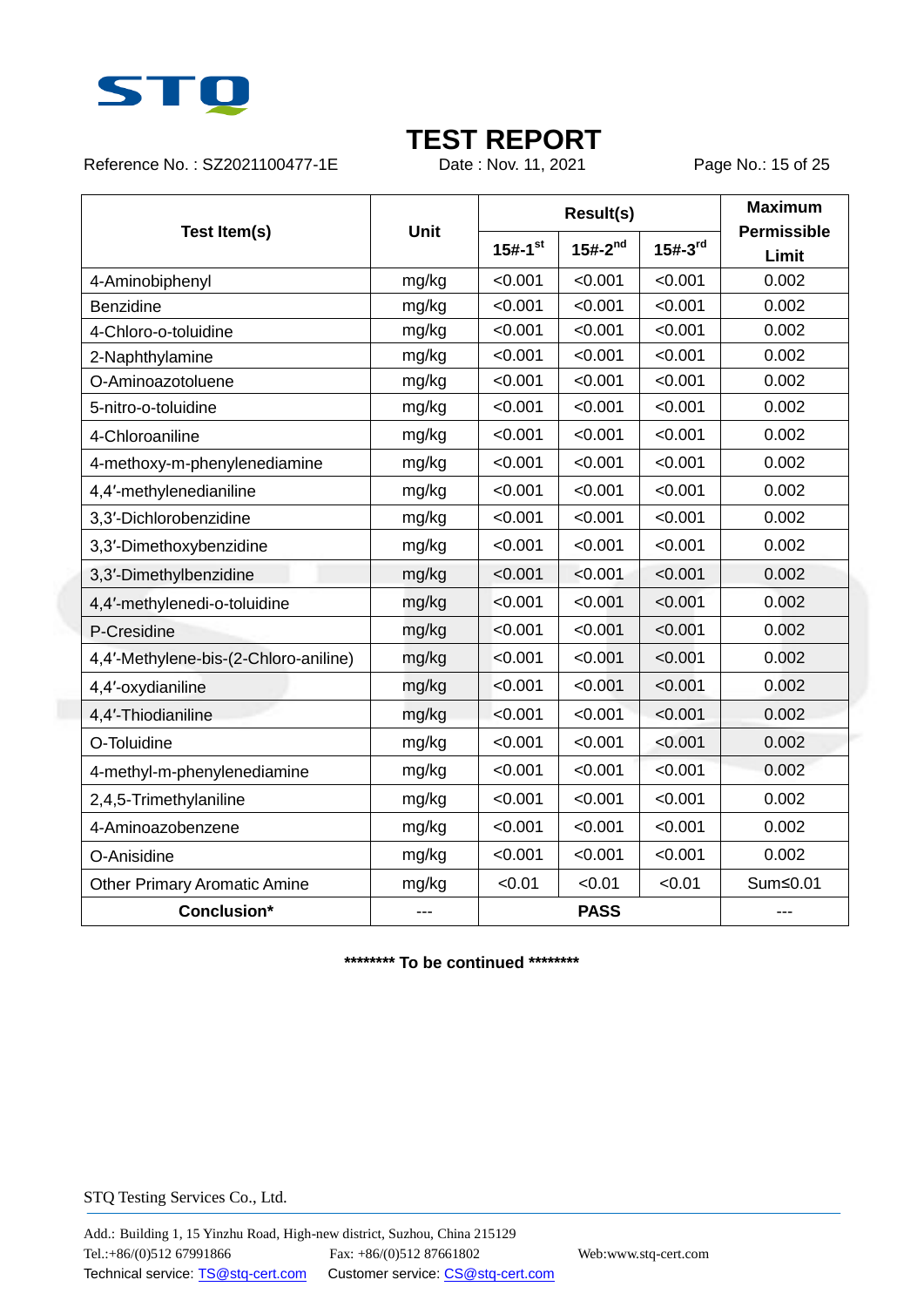# TEST REPORT

Reference No. : SZ2021100477-1E  Date : Nov. 11, 2021

| Test Item(s) | Unit | Result(s) | | | Maximum Permissible Limit |
|---|---|---|---|---|---|
| | | 15#-1st | 15#-2nd | 15#-3rd | |
| 4-Aminobiphenyl | mg/kg | <0.001 | <0.001 | <0.001 | 0.002 |
| Benzidine | mg/kg | <0.001 | <0.001 | <0.001 | 0.002 |
| 4-Chloro-o-toluidine | mg/kg | <0.001 | <0.001 | <0.001 | 0.002 |
| 2-Naphthylamine | mg/kg | <0.001 | <0.001 | <0.001 | 0.002 |
| O-Aminoazotoluene | mg/kg | <0.001 | <0.001 | <0.001 | 0.002 |
| 5-nitro-o-toluidine | mg/kg | <0.001 | <0.001 | <0.001 | 0.002 |
| 4-Chloroaniline | mg/kg | <0.001 | <0.001 | <0.001 | 0.002 |
| 4-methoxy-m-phenylenediamine | mg/kg | <0.001 | <0.001 | <0.001 | 0.002 |
| 4,4′-methylenedianiline | mg/kg | <0.001 | <0.001 | <0.001 | 0.002 |
| 3,3′-Dichlorobenzidine | mg/kg | <0.001 | <0.001 | <0.001 | 0.002 |
| 3,3′-Dimethoxybenzidine | mg/kg | <0.001 | <0.001 | <0.001 | 0.002 |
| 3,3′-Dimethylbenzidine | mg/kg | <0.001 | <0.001 | <0.001 | 0.002 |
| 4,4′-methylenedi-o-toluidine | mg/kg | <0.001 | <0.001 | <0.001 | 0.002 |
| P-Cresidine | mg/kg | <0.001 | <0.001 | <0.001 | 0.002 |
| 4,4′-Methylene-bis-(2-Chloro-aniline) | mg/kg | <0.001 | <0.001 | <0.001 | 0.002 |
| 4,4′-oxydianiline | mg/kg | <0.001 | <0.001 | <0.001 | 0.002 |
| 4,4′-Thiodianiline | mg/kg | <0.001 | <0.001 | <0.001 | 0.002 |
| O-Toluidine | mg/kg | <0.001 | <0.001 | <0.001 | 0.002 |
| 4-methyl-m-phenylenediamine | mg/kg | <0.001 | <0.001 | <0.001 | 0.002 |
| 2,4,5-Trimethylaniline | mg/kg | <0.001 | <0.001 | <0.001 | 0.002 |
| 4-Aminoazobenzene | mg/kg | <0.001 | <0.001 | <0.001 | 0.002 |
| O-Anisidine | mg/kg | <0.001 | <0.001 | <0.001 | 0.002 |
| Other Primary Aromatic Amine | mg/kg | <0.01 | <0.01 | <0.01 | Sum≤0.01 |
| **Conclusion*** | --- | **PASS** | | | --- |

**\*\*\*\*\*\*\*\* To be continued \*\*\*\*\*\*\*\***

STQ Testing Services Co., Ltd.

Add.: Building 1, 15 Yinzhu Road, High-new district, Suzhou, China 215129
Tel.:+86/(0)512 67991866  Fax: +86/(0)512 87661802  Web:www.stq-cert.com
Technical service: TS@stq-cert.com  Customer service: CS@stq-cert.com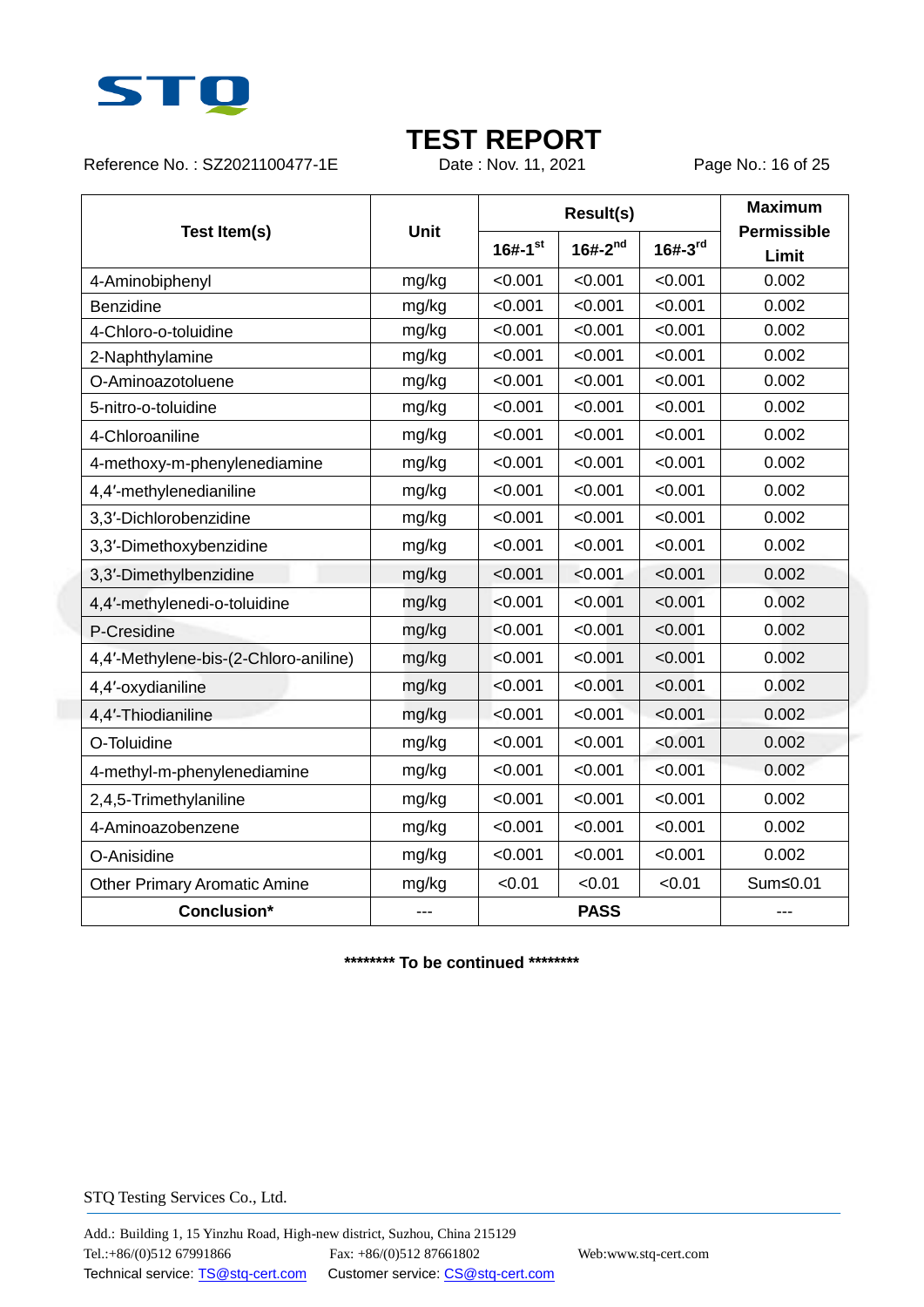# TEST REPORT

Reference No. : SZ2021100477-1E Date : Nov. 11, 2021

| Test Item(s) | Unit | Result(s) | | | Maximum Permissible Limit |
|---|---|---|---|---|---|
| | | 16#-1st | 16#-2nd | 16#-3rd | |
| 4-Aminobiphenyl | mg/kg | <0.001 | <0.001 | <0.001 | 0.002 |
| Benzidine | mg/kg | <0.001 | <0.001 | <0.001 | 0.002 |
| 4-Chloro-o-toluidine | mg/kg | <0.001 | <0.001 | <0.001 | 0.002 |
| 2-Naphthylamine | mg/kg | <0.001 | <0.001 | <0.001 | 0.002 |
| O-Aminoazotoluene | mg/kg | <0.001 | <0.001 | <0.001 | 0.002 |
| 5-nitro-o-toluidine | mg/kg | <0.001 | <0.001 | <0.001 | 0.002 |
| 4-Chloroaniline | mg/kg | <0.001 | <0.001 | <0.001 | 0.002 |
| 4-methoxy-m-phenylenediamine | mg/kg | <0.001 | <0.001 | <0.001 | 0.002 |
| 4,4′-methylenedianiline | mg/kg | <0.001 | <0.001 | <0.001 | 0.002 |
| 3,3′-Dichlorobenzidine | mg/kg | <0.001 | <0.001 | <0.001 | 0.002 |
| 3,3′-Dimethoxybenzidine | mg/kg | <0.001 | <0.001 | <0.001 | 0.002 |
| 3,3′-Dimethylbenzidine | mg/kg | <0.001 | <0.001 | <0.001 | 0.002 |
| 4,4′-methylenedi-o-toluidine | mg/kg | <0.001 | <0.001 | <0.001 | 0.002 |
| P-Cresidine | mg/kg | <0.001 | <0.001 | <0.001 | 0.002 |
| 4,4′-Methylene-bis-(2-Chloro-aniline) | mg/kg | <0.001 | <0.001 | <0.001 | 0.002 |
| 4,4′-oxydianiline | mg/kg | <0.001 | <0.001 | <0.001 | 0.002 |
| 4,4′-Thiodianiline | mg/kg | <0.001 | <0.001 | <0.001 | 0.002 |
| O-Toluidine | mg/kg | <0.001 | <0.001 | <0.001 | 0.002 |
| 4-methyl-m-phenylenediamine | mg/kg | <0.001 | <0.001 | <0.001 | 0.002 |
| 2,4,5-Trimethylaniline | mg/kg | <0.001 | <0.001 | <0.001 | 0.002 |
| 4-Aminoazobenzene | mg/kg | <0.001 | <0.001 | <0.001 | 0.002 |
| O-Anisidine | mg/kg | <0.001 | <0.001 | <0.001 | 0.002 |
| Other Primary Aromatic Amine | mg/kg | <0.01 | <0.01 | <0.01 | Sum≤0.01 |
| **Conclusion*** | --- | **PASS** | | | --- |

******** To be continued ********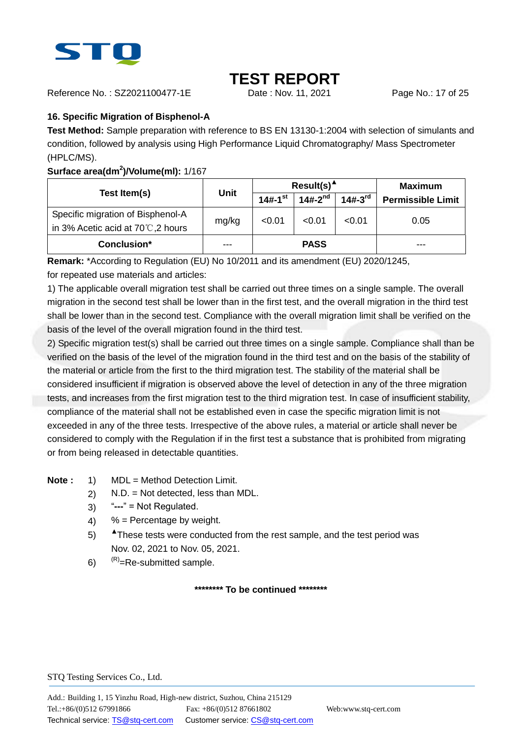# TEST REPORT

Reference No. : SZ2021100477-1E    Date : Nov. 11, 2021

## 16. Specific Migration of Bisphenol-A

**Test Method:** Sample preparation with reference to BS EN 13130-1:2004 with selection of simulants and condition, followed by analysis using High Performance Liquid Chromatography/ Mass Spectrometer (HPLC/MS).

**Surface area($dm^2$)/Volume(ml):** 1/167

| Test Item(s) | Unit | Result(s)▲ | | | Maximum Permissible Limit |
|---|---|---|---|---|---|
| | | 14#-1st | 14#-2nd | 14#-3rd | |
| Specific migration of Bisphenol-A in 3% Acetic acid at 70℃,2 hours | mg/kg | <0.01 | <0.01 | <0.01 | 0.05 |
| **Conclusion*** | --- | **PASS** | | | --- |

**Remark:** *According to Regulation (EU) No 10/2011 and its amendment (EU) 2020/1245, for repeated use materials and articles:

1) The applicable overall migration test shall be carried out three times on a single sample. The overall migration in the second test shall be lower than in the first test, and the overall migration in the third test shall be lower than in the second test. Compliance with the overall migration limit shall be verified on the basis of the level of the overall migration found in the third test.

2) Specific migration test(s) shall be carried out three times on a single sample. Compliance shall than be verified on the basis of the level of the migration found in the third test and on the basis of the stability of the material or article from the first to the third migration test. The stability of the material shall be considered insufficient if migration is observed above the level of detection in any of the three migration tests, and increases from the first migration test to the third migration test. In case of insufficient stability, compliance of the material shall not be established even in case the specific migration limit is not exceeded in any of the three tests. Irrespective of the above rules, a material or article shall never be considered to comply with the Regulation if in the first test a substance that is prohibited from migrating or from being released in detectable quantities.

**Note :**

1) MDL = Method Detection Limit.
2) N.D. = Not detected, less than MDL.
3) "**---**" = Not Regulated.
4) % = Percentage by weight.
5) ▲These tests were conducted from the rest sample, and the test period was Nov. 02, 2021 to Nov. 05, 2021.
6) (R)=Re-submitted sample.

**\*\*\*\*\*\*\*\* To be continued \*\*\*\*\*\*\*\***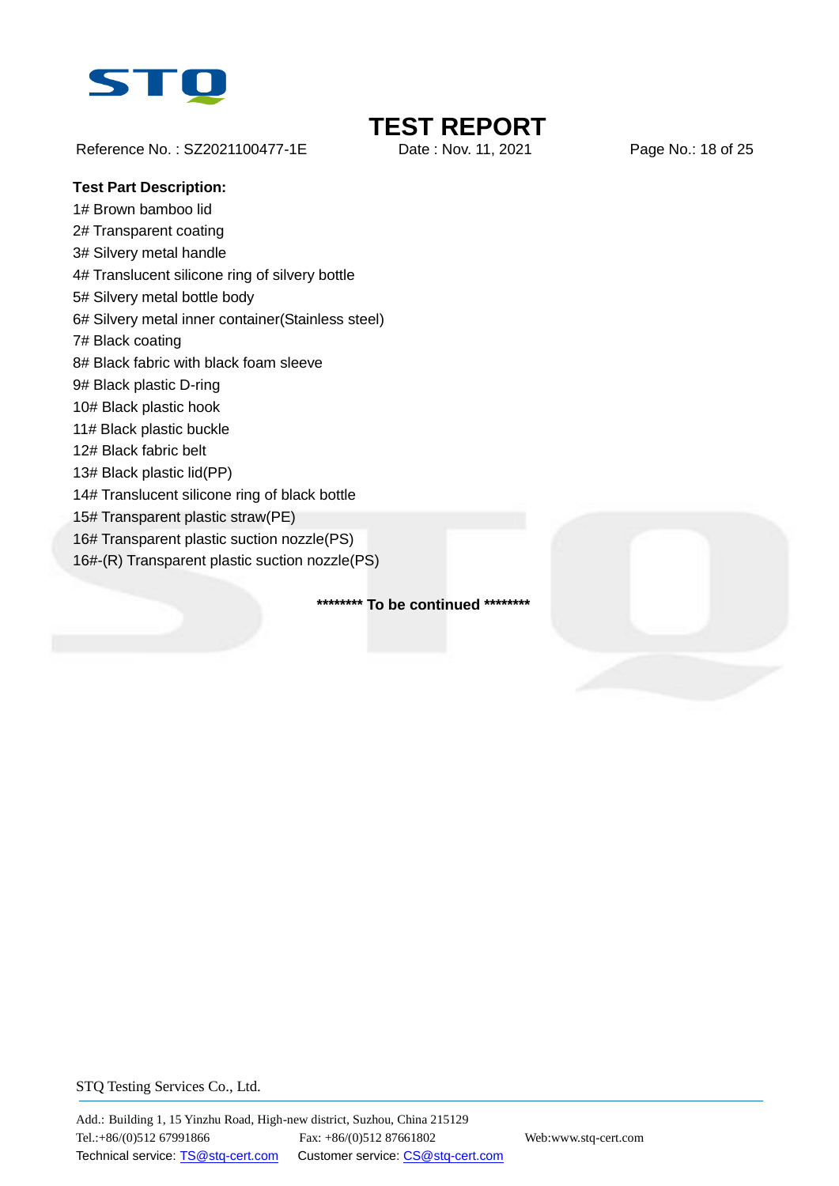**Test Part Description:**

1# Brown bamboo lid
2# Transparent coating
3# Silvery metal handle
4# Translucent silicone ring of silvery bottle
5# Silvery metal bottle body
6# Silvery metal inner container(Stainless steel)
7# Black coating
8# Black fabric with black foam sleeve
9# Black plastic D-ring
10# Black plastic hook
11# Black plastic buckle
12# Black fabric belt
13# Black plastic lid(PP)
14# Translucent silicone ring of black bottle
15# Transparent plastic straw(PE)
16# Transparent plastic suction nozzle(PS)
16#-(R) Transparent plastic suction nozzle(PS)

**\*\*\*\*\*\*\*\* To be continued \*\*\*\*\*\*\*\***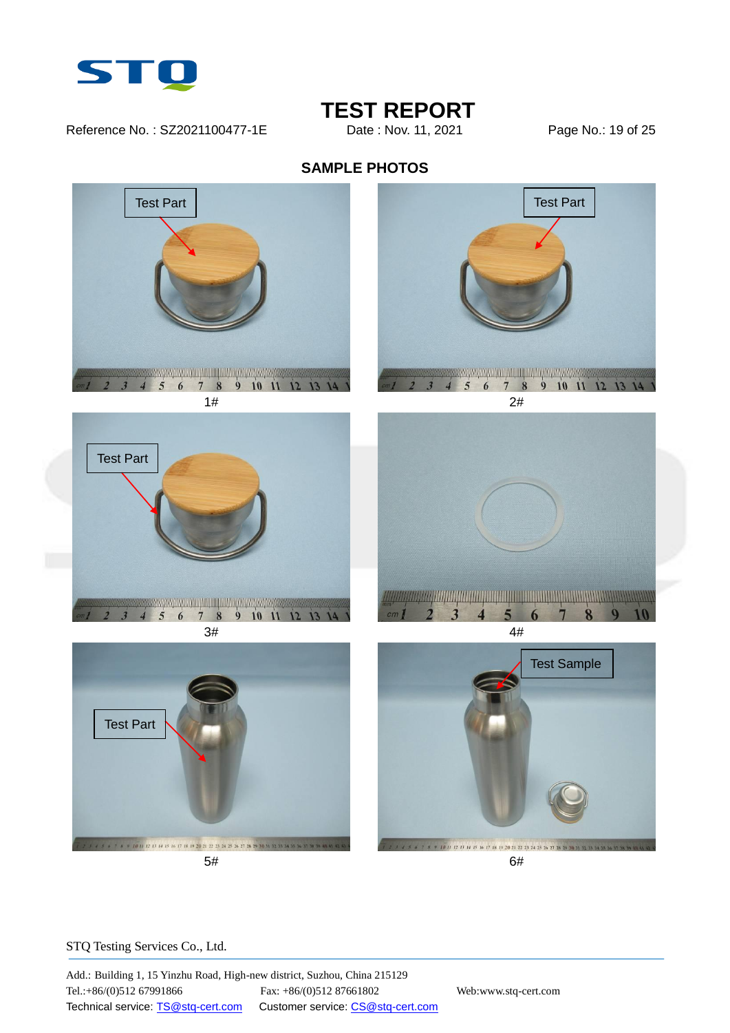# TEST REPORT

Reference No. : SZ2021100477-1E　　Date : Nov. 11, 2021

## SAMPLE PHOTOS

Test Part

1#

Test Part

2#

Test Part

3#

4#

Test Part

5#

Test Sample

6#

STQ Testing Services Co., Ltd.

Add.: Building 1, 15 Yinzhu Road, High-new district, Suzhou, China 215129
Tel.:+86/(0)512 67991866　　Fax: +86/(0)512 87661802　　Web:www.stq-cert.com
Technical service: TS@stq-cert.com　　Customer service: CS@stq-cert.com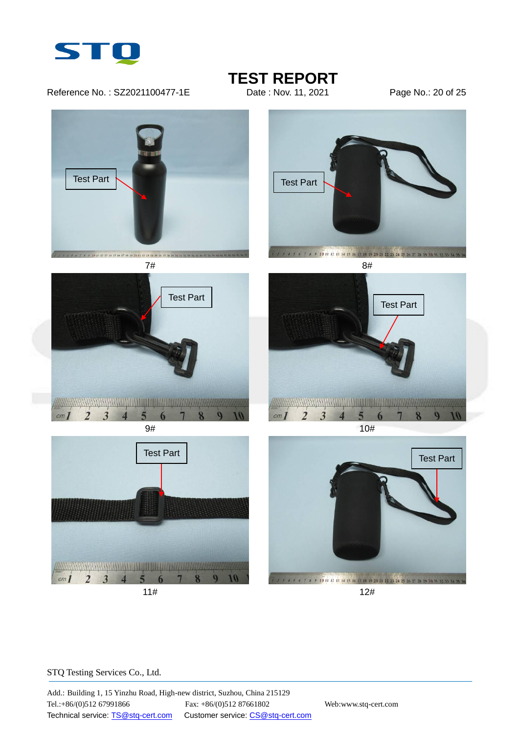# TEST REPORT

Reference No. : SZ2021100477-1E Date : Nov. 11, 2021

Test Part

7#

Test Part

8#

Test Part

9#

Test Part

10#

Test Part

11#

Test Part

12#

STQ Testing Services Co., Ltd.

Add.: Building 1, 15 Yinzhu Road, High-new district, Suzhou, China 215129

Tel.:+86/(0)512 67991866 Fax: +86/(0)512 87661802 Web:www.stq-cert.com

Technical service: TS@stq-cert.com Customer service: CS@stq-cert.com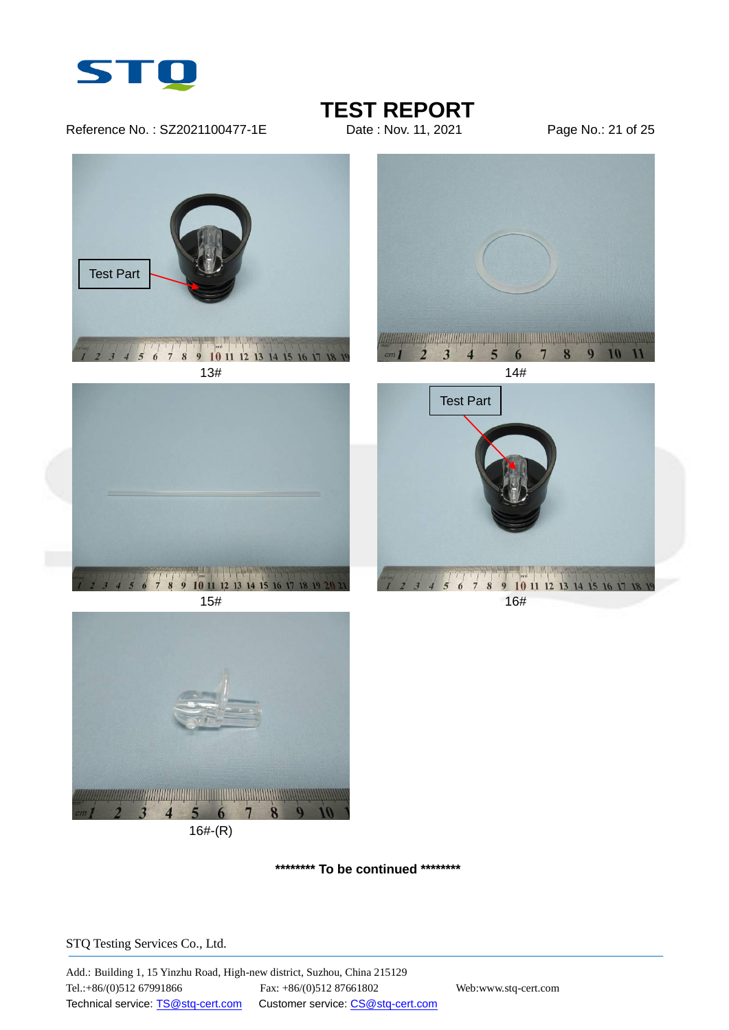Test Part

13#

14#

15#

Test Part

16#

16#-(R)

**\*\*\*\*\*\*\*\* To be continued \*\*\*\*\*\*\*\***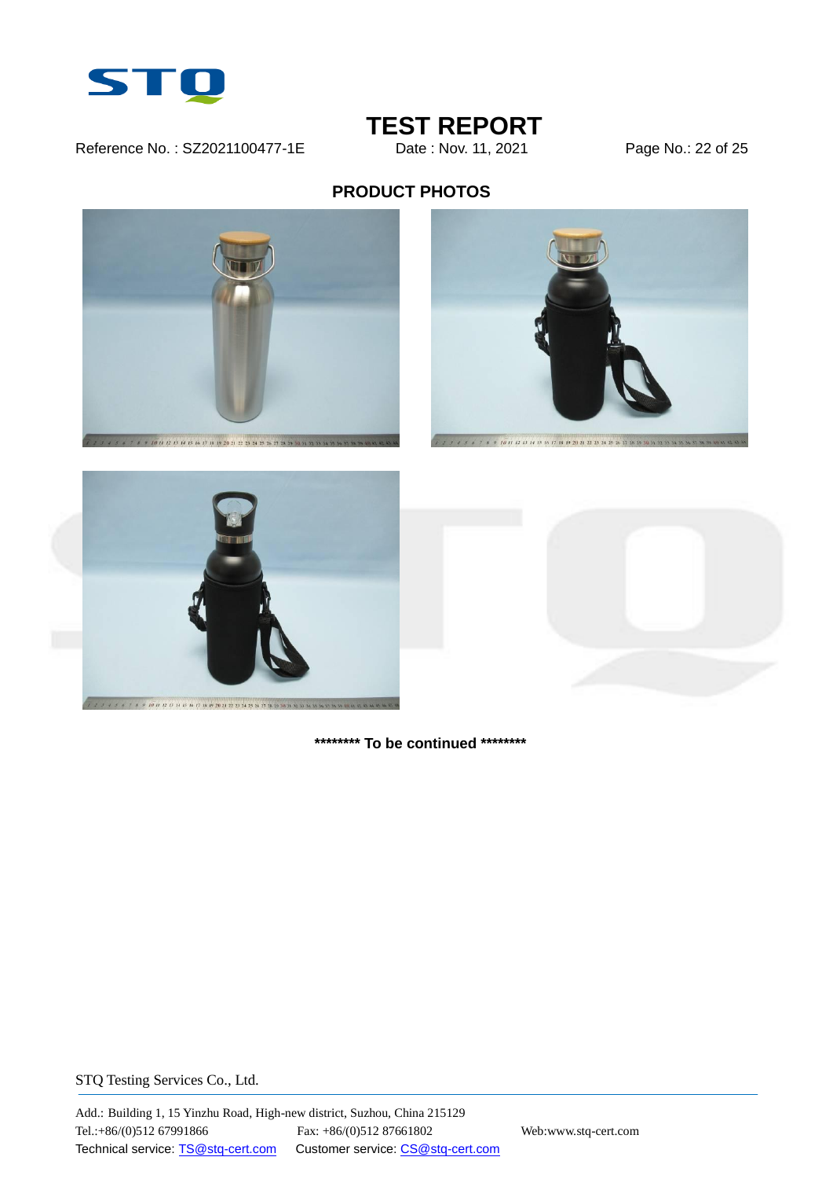## PRODUCT PHOTOS

******** To be continued ********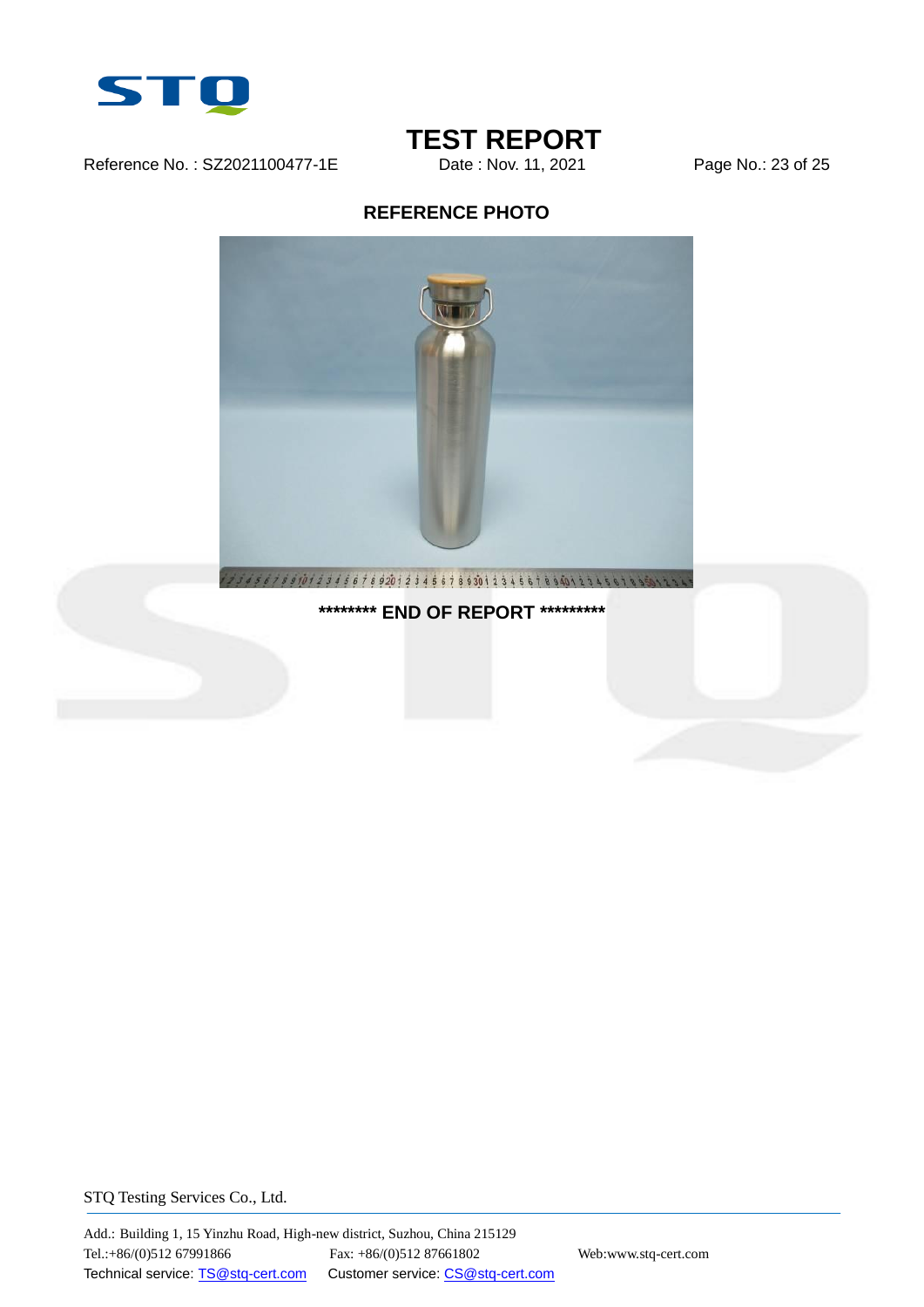## REFERENCE PHOTO

******** END OF REPORT *********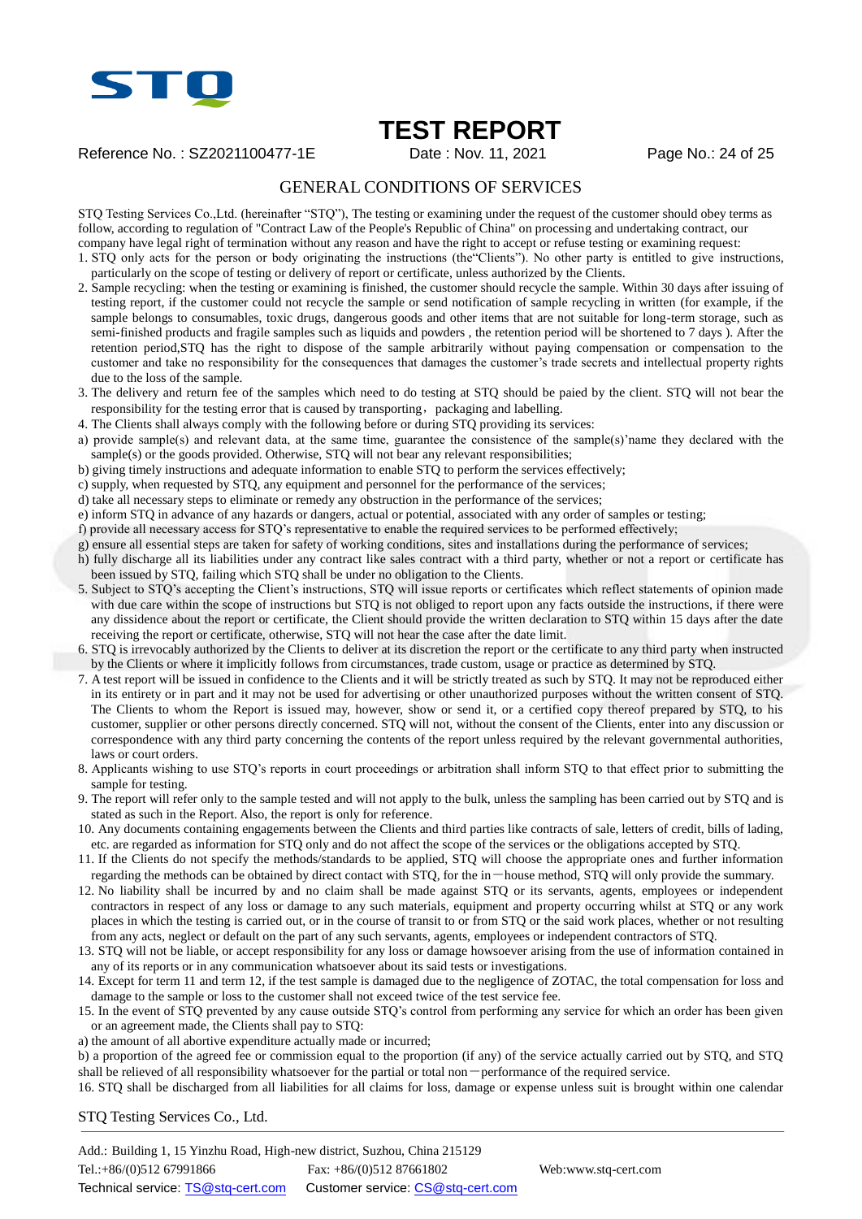# TEST REPORT

Reference No. : SZ2021100477-1E Date : Nov. 11, 2021

## GENERAL CONDITIONS OF SERVICES

STQ Testing Services Co.,Ltd. (hereinafter "STQ"), The testing or examining under the request of the customer should obey terms as follow, according to regulation of "Contract Law of the People's Republic of China" on processing and undertaking contract, our company have legal right of termination without any reason and have the right to accept or refuse testing or examining request:

1. STQ only acts for the person or body originating the instructions (the"Clients"). No other party is entitled to give instructions, particularly on the scope of testing or delivery of report or certificate, unless authorized by the Clients.
2. Sample recycling: when the testing or examining is finished, the customer should recycle the sample. Within 30 days after issuing of testing report, if the customer could not recycle the sample or send notification of sample recycling in written (for example, if the sample belongs to consumables, toxic drugs, dangerous goods and other items that are not suitable for long-term storage, such as semi-finished products and fragile samples such as liquids and powders , the retention period will be shortened to 7 days ). After the retention period,STQ has the right to dispose of the sample arbitrarily without paying compensation or compensation to the customer and take no responsibility for the consequences that damages the customer's trade secrets and intellectual property rights due to the loss of the sample.
3. The delivery and return fee of the samples which need to do testing at STQ should be paied by the client. STQ will not bear the responsibility for the testing error that is caused by transporting，packaging and labelling.
4. The Clients shall always comply with the following before or during STQ providing its services:

a) provide sample(s) and relevant data, at the same time, guarantee the consistence of the sample(s)'name they declared with the sample(s) or the goods provided. Otherwise, STQ will not bear any relevant responsibilities;
b) giving timely instructions and adequate information to enable STQ to perform the services effectively;
c) supply, when requested by STQ, any equipment and personnel for the performance of the services;
d) take all necessary steps to eliminate or remedy any obstruction in the performance of the services;
e) inform STQ in advance of any hazards or dangers, actual or potential, associated with any order of samples or testing;
f) provide all necessary access for STQ's representative to enable the required services to be performed effectively;
g) ensure all essential steps are taken for safety of working conditions, sites and installations during the performance of services;
h) fully discharge all its liabilities under any contract like sales contract with a third party, whether or not a report or certificate has been issued by STQ, failing which STQ shall be under no obligation to the Clients.

5. Subject to STQ's accepting the Client's instructions, STQ will issue reports or certificates which reflect statements of opinion made with due care within the scope of instructions but STQ is not obliged to report upon any facts outside the instructions, if there were any dissidence about the report or certificate, the Client should provide the written declaration to STQ within 15 days after the date receiving the report or certificate, otherwise, STQ will not hear the case after the date limit.
6. STQ is irrevocably authorized by the Clients to deliver at its discretion the report or the certificate to any third party when instructed by the Clients or where it implicitly follows from circumstances, trade custom, usage or practice as determined by STQ.
7. A test report will be issued in confidence to the Clients and it will be strictly treated as such by STQ. It may not be reproduced either in its entirety or in part and it may not be used for advertising or other unauthorized purposes without the written consent of STQ. The Clients to whom the Report is issued may, however, show or send it, or a certified copy thereof prepared by STQ, to his customer, supplier or other persons directly concerned. STQ will not, without the consent of the Clients, enter into any discussion or correspondence with any third party concerning the contents of the report unless required by the relevant governmental authorities, laws or court orders.
8. Applicants wishing to use STQ's reports in court proceedings or arbitration shall inform STQ to that effect prior to submitting the sample for testing.
9. The report will refer only to the sample tested and will not apply to the bulk, unless the sampling has been carried out by STQ and is stated as such in the Report. Also, the report is only for reference.
10. Any documents containing engagements between the Clients and third parties like contracts of sale, letters of credit, bills of lading, etc. are regarded as information for STQ only and do not affect the scope of the services or the obligations accepted by STQ.
11. If the Clients do not specify the methods/standards to be applied, STQ will choose the appropriate ones and further information regarding the methods can be obtained by direct contact with STQ, for the in－house method, STQ will only provide the summary.
12. No liability shall be incurred by and no claim shall be made against STQ or its servants, agents, employees or independent contractors in respect of any loss or damage to any such materials, equipment and property occurring whilst at STQ or any work places in which the testing is carried out, or in the course of transit to or from STQ or the said work places, whether or not resulting from any acts, neglect or default on the part of any such servants, agents, employees or independent contractors of STQ.
13. STQ will not be liable, or accept responsibility for any loss or damage howsoever arising from the use of information contained in any of its reports or in any communication whatsoever about its said tests or investigations.
14. Except for term 11 and term 12, if the test sample is damaged due to the negligence of ZOTAC, the total compensation for loss and damage to the sample or loss to the customer shall not exceed twice of the test service fee.
15. In the event of STQ prevented by any cause outside STQ's control from performing any service for which an order has been given or an agreement made, the Clients shall pay to STQ:

a) the amount of all abortive expenditure actually made or incurred;
b) a proportion of the agreed fee or commission equal to the proportion (if any) of the service actually carried out by STQ, and STQ shall be relieved of all responsibility whatsoever for the partial or total non－performance of the required service.

16. STQ shall be discharged from all liabilities for all claims for loss, damage or expense unless suit is brought within one calendar

STQ Testing Services Co., Ltd.

Add.: Building 1, 15 Yinzhu Road, High-new district, Suzhou, China 215129
Tel.:+86/(0)512 67991866 Fax: +86/(0)512 87661802 Web:www.stq-cert.com
Technical service: TS@stq-cert.com Customer service: CS@stq-cert.com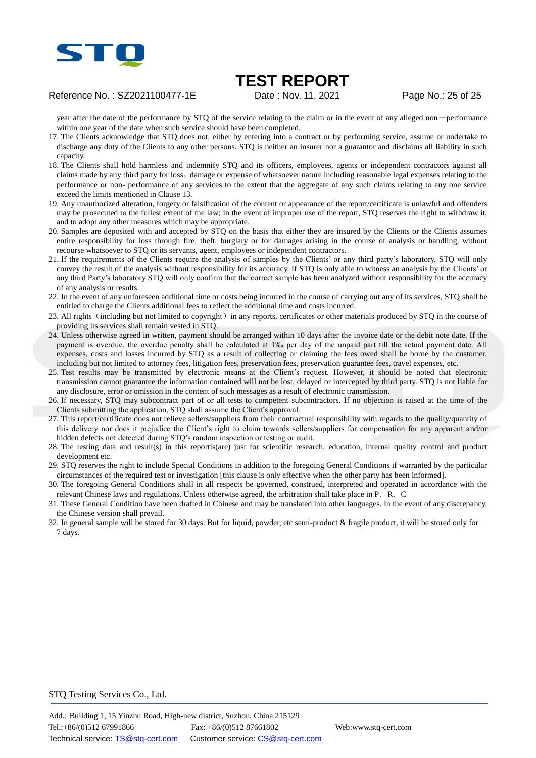year after the date of the performance by STQ of the service relating to the claim or in the event of any alleged non－performance within one year of the date when such service should have been completed.

17. The Clients acknowledge that STQ does not, either by entering into a contract or by performing service, assume or undertake to discharge any duty of the Clients to any other persons. STQ is neither an insurer nor a guarantor and disclaims all liability in such capacity.
18. The Clients shall hold harmless and indemnify STQ and its officers, employees, agents or independent contractors against all claims made by any third party for loss，damage or expense of whatsoever nature including reasonable legal expenses relating to the performance or non- performance of any services to the extent that the aggregate of any such claims relating to any one service exceed the limits mentioned in Clause 13.
19. Any unauthorized alteration, forgery or falsification of the content or appearance of the report/certificate is unlawful and offenders may be prosecuted to the fullest extent of the law; in the event of improper use of the report, STQ reserves the right to withdraw it, and to adopt any other measures which may be appropriate.
20. Samples are deposited with and accepted by STQ on the basis that either they are insured by the Clients or the Clients assumes entire responsibility for loss through fire, theft, burglary or for damages arising in the course of analysis or handling, without recourse whatsoever to STQ or its servants, agent, employees or independent contractors.
21. If the requirements of the Clients require the analysis of samples by the Clients' or any third party's laboratory, STQ will only convey the result of the analysis without responsibility for its accuracy. If STQ is only able to witness an analysis by the Clients' or any third Party's laboratory STQ will only confirm that the correct sample has been analyzed without responsibility for the accuracy of any analysis or results.
22. In the event of any unforeseen additional time or costs being incurred in the course of carrying out any of its services, STQ shall be entitled to charge the Clients additional fees to reflect the additional time and costs incurred.
23. All rights（including but not limited to copyright）in any reports, certificates or other materials produced by STQ in the course of providing its services shall remain vested in STQ.
24. Unless otherwise agreed in written, payment should be arranged within 10 days after the invoice date or the debit note date. If the payment is overdue, the overdue penalty shall be calculated at 1‰ per day of the unpaid part till the actual payment date. All expenses, costs and losses incurred by STQ as a result of collecting or claiming the fees owed shall be borne by the customer, including but not limited to attorney fees, litigation fees, preservation fees, preservation guarantee fees, travel expenses, etc.
25. Test results may be transmitted by electronic means at the Client's request. However, it should be noted that electronic transmission cannot guarantee the information contained will not be lost, delayed or intercepted by third party. STQ is not liable for any disclosure, error or omission in the content of such messages as a result of electronic transmission.
26. If necessary, STQ may subcontract part of or all tests to competent subcontractors. If no objection is raised at the time of the Clients submitting the application, STQ shall assume the Client's approval.
27. This report/certificate does not relieve sellers/suppliers from their contractual responsibility with regards to the quality/quantity of this delivery nor does it prejudice the Client's right to claim towards sellers/suppliers for compensation for any apparent and/or hidden defects not detected during STQ's random inspection or testing or audit.
28. The testing data and result(s) in this reportis(are) just for scientific research, education, internal quality control and product development etc.
29. STQ reserves the right to include Special Conditions in addition to the foregoing General Conditions if warranted by the particular circumstances of the required test or investigation [this clause is only effective when the other party has been informed].
30. The foregoing General Conditions shall in all respects be governed, construed, interpreted and operated in accordance with the relevant Chinese laws and regulations. Unless otherwise agreed, the arbitration shall take place in P．R．C
31. These General Condition have been drafted in Chinese and may be translated into other languages. In the event of any discrepancy, the Chinese version shall prevail.
32. In general sample will be stored for 30 days. But for liquid, powder, etc semi-product & fragile product, it will be stored only for 7 days.